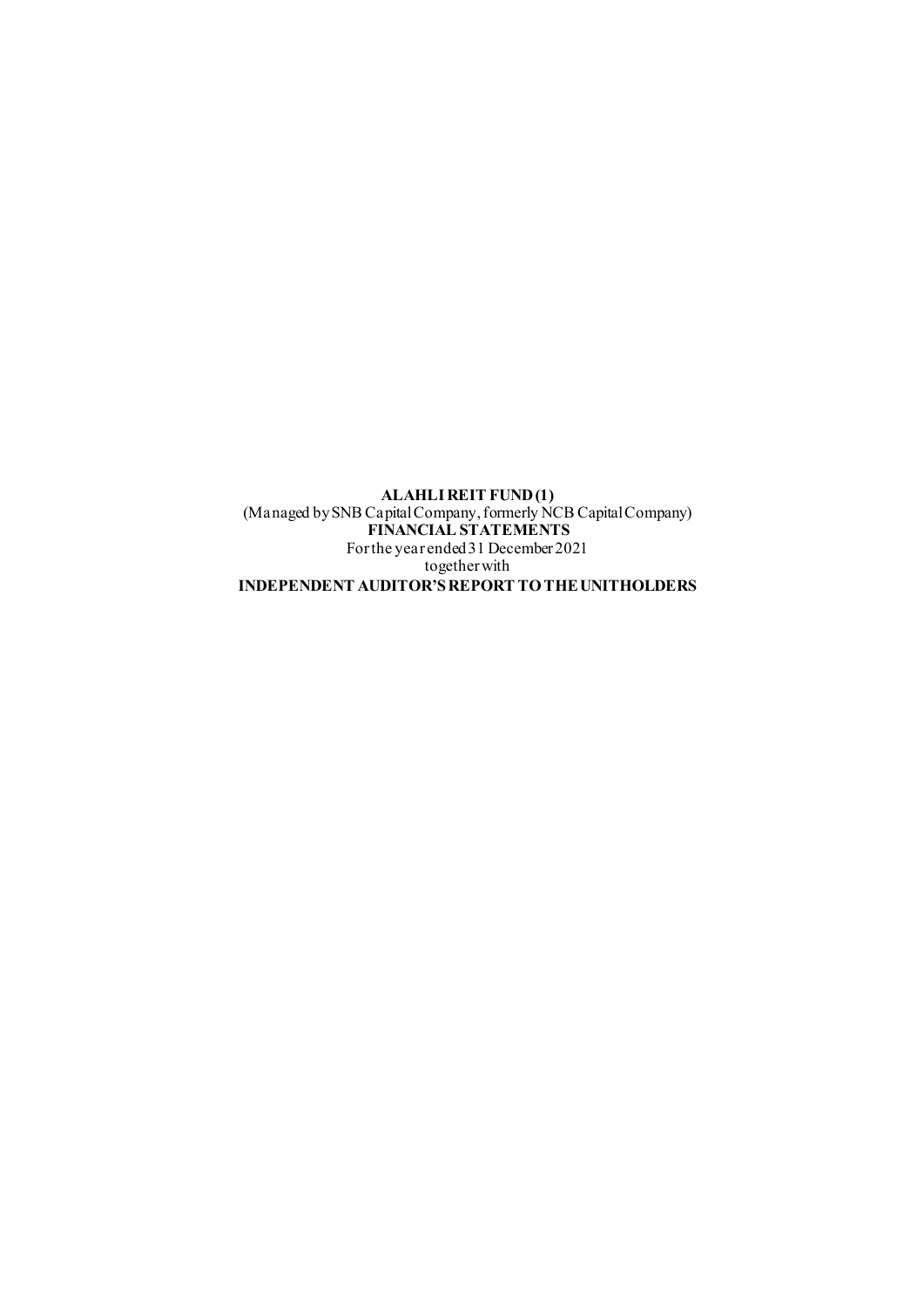**ALAHLI REIT FUND (1)**

(Managed by SNB Capital Company, formerly NCB Capital Company)

**FINANCIAL STATEMENTS**

For the year ended 31 December 2021

together with

**INDEPENDENT AUDITOR'S REPORT TO THE UNITHOLDERS**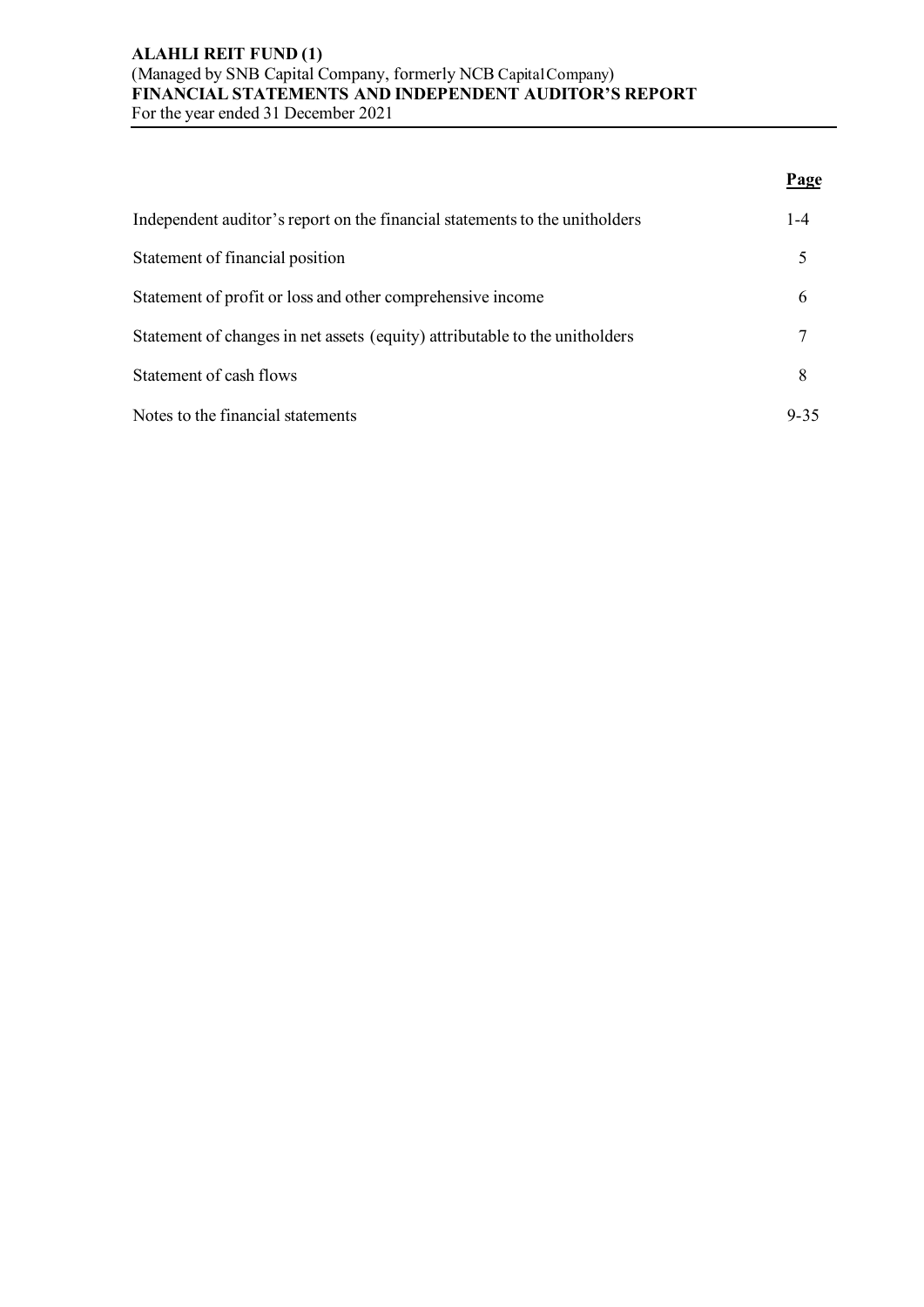**ALAHLI REIT FUND (1)**
(Managed by SNB Capital Company, formerly NCB Capital Company)
**FINANCIAL STATEMENTS AND INDEPENDENT AUDITOR'S REPORT**
For the year ended 31 December 2021

| | **Page** |
|---|---|
| Independent auditor's report on the financial statements to the unitholders | 1-4 |
| Statement of financial position | 5 |
| Statement of profit or loss and other comprehensive income | 6 |
| Statement of changes in net assets (equity) attributable to the unitholders | 7 |
| Statement of cash flows | 8 |
| Notes to the financial statements | 9-35 |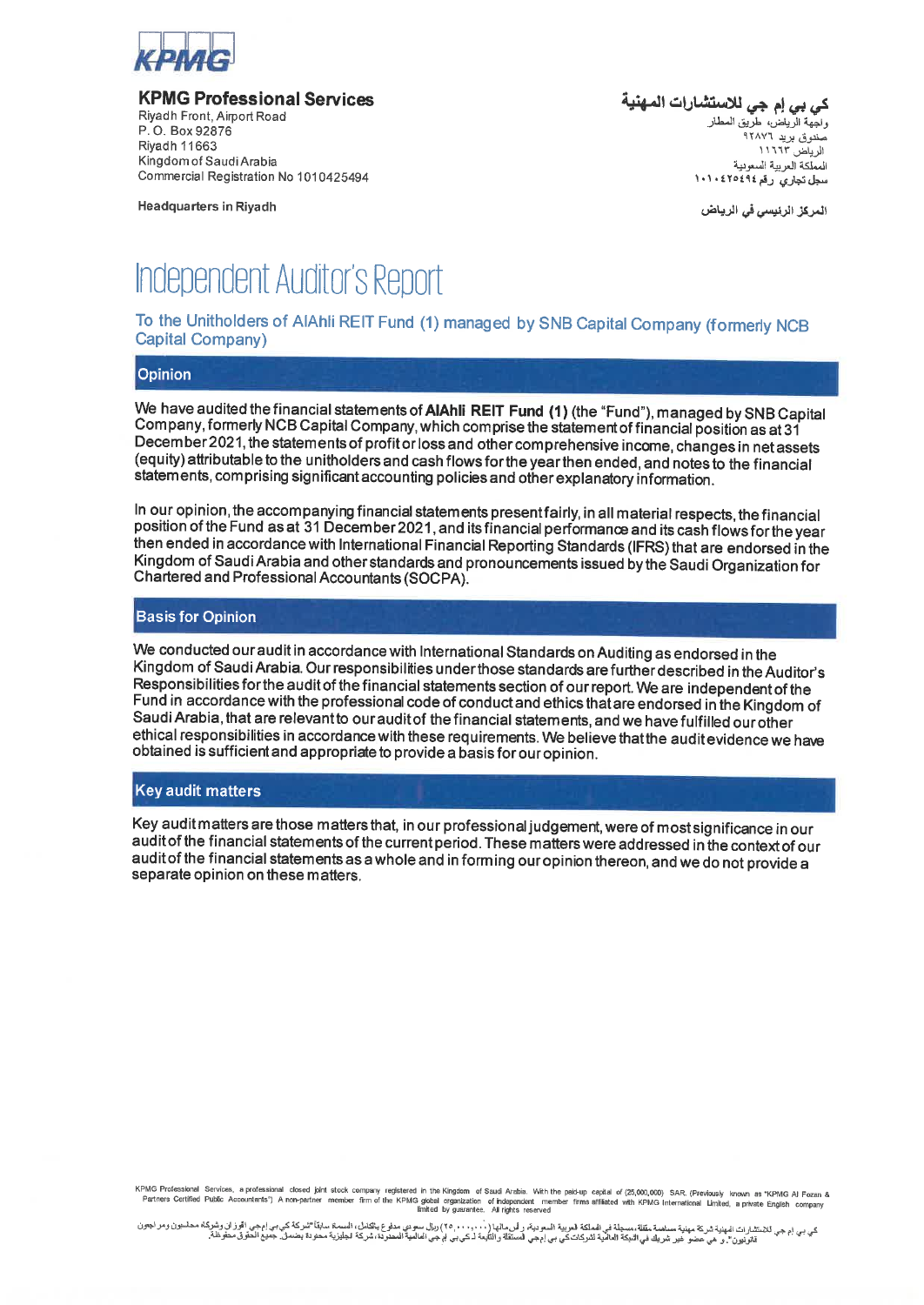**KPMG Professional Services**
Riyadh Front, Airport Road
P. O. Box 92876
Riyadh 11663
Kingdom of Saudi Arabia
Commercial Registration No 1010425494

Headquarters in Riyadh

**كي بي إم جي للاستشارات المهنية**
واجهة الرياض، طريق المطار
صندوق بريد ٩٢٨٧٦
الرياض ١١٦٦٣
المملكة العربية السعودية
سجل تجاري رقم ١٠١٠٤٢٥٤٩٤

المركز الرئيسي في الرياض

# Independent Auditor's Report

To the Unitholders of AlAhli REIT Fund (1) managed by SNB Capital Company (formerly NCB Capital Company)

## Opinion

We have audited the financial statements of **AlAhli REIT Fund (1)** (the "Fund"), managed by SNB Capital Company, formerly NCB Capital Company, which comprise the statement of financial position as at 31 December 2021, the statements of profit or loss and other comprehensive income, changes in net assets (equity) attributable to the unitholders and cash flows for the year then ended, and notes to the financial statements, comprising significant accounting policies and other explanatory information.

In our opinion, the accompanying financial statements present fairly, in all material respects, the financial position of the Fund as at 31 December 2021, and its financial performance and its cash flows for the year then ended in accordance with International Financial Reporting Standards (IFRS) that are endorsed in the Kingdom of Saudi Arabia and other standards and pronouncements issued by the Saudi Organization for Chartered and Professional Accountants (SOCPA).

## Basis for Opinion

We conducted our audit in accordance with International Standards on Auditing as endorsed in the Kingdom of Saudi Arabia. Our responsibilities under those standards are further described in the Auditor's Responsibilities for the audit of the financial statements section of our report. We are independent of the Fund in accordance with the professional code of conduct and ethics that are endorsed in the Kingdom of Saudi Arabia, that are relevant to our audit of the financial statements, and we have fulfilled our other ethical responsibilities in accordance with these requirements. We believe that the audit evidence we have obtained is sufficient and appropriate to provide a basis for our opinion.

## Key audit matters

Key audit matters are those matters that, in our professional judgement, were of most significance in our audit of the financial statements of the current period. These matters were addressed in the context of our audit of the financial statements as a whole and in forming our opinion thereon, and we do not provide a separate opinion on these matters.

KPMG Professional Services, a professional closed joint stock company registered in the Kingdom of Saudi Arabia. With the paid-up capital of (25,000,000) SAR. (Previously known as "KPMG Al Fozan & Partners Certified Public Accountants") A non-partner member firm of the KPMG global organization of independent member firms affiliated with KPMG International Limited, a private English company limited by guarantee. All rights reserved.

كي بي إم جي للاستشارات المهنية شركة مهنية مساهمة مقفلة، مسجلة في المملكة العربية السعودية، رأس مالها (٢٥,٠٠٠,٠٠٠) ريال سعودي مدفوع بالكامل، المسماة سابقاً "شركة كي بي إم جي الفوزان وشركاه محاسبون ومراجعون قانونيون". و هي عضو غير شريك في الشبكة العالمية لشركات كي بي إم جي المستقلة والتابعة لـ كي بي إم جي العالمية المحدودة، شركة إنجليزية محدودة بضمان. جميع الحقوق محفوظة.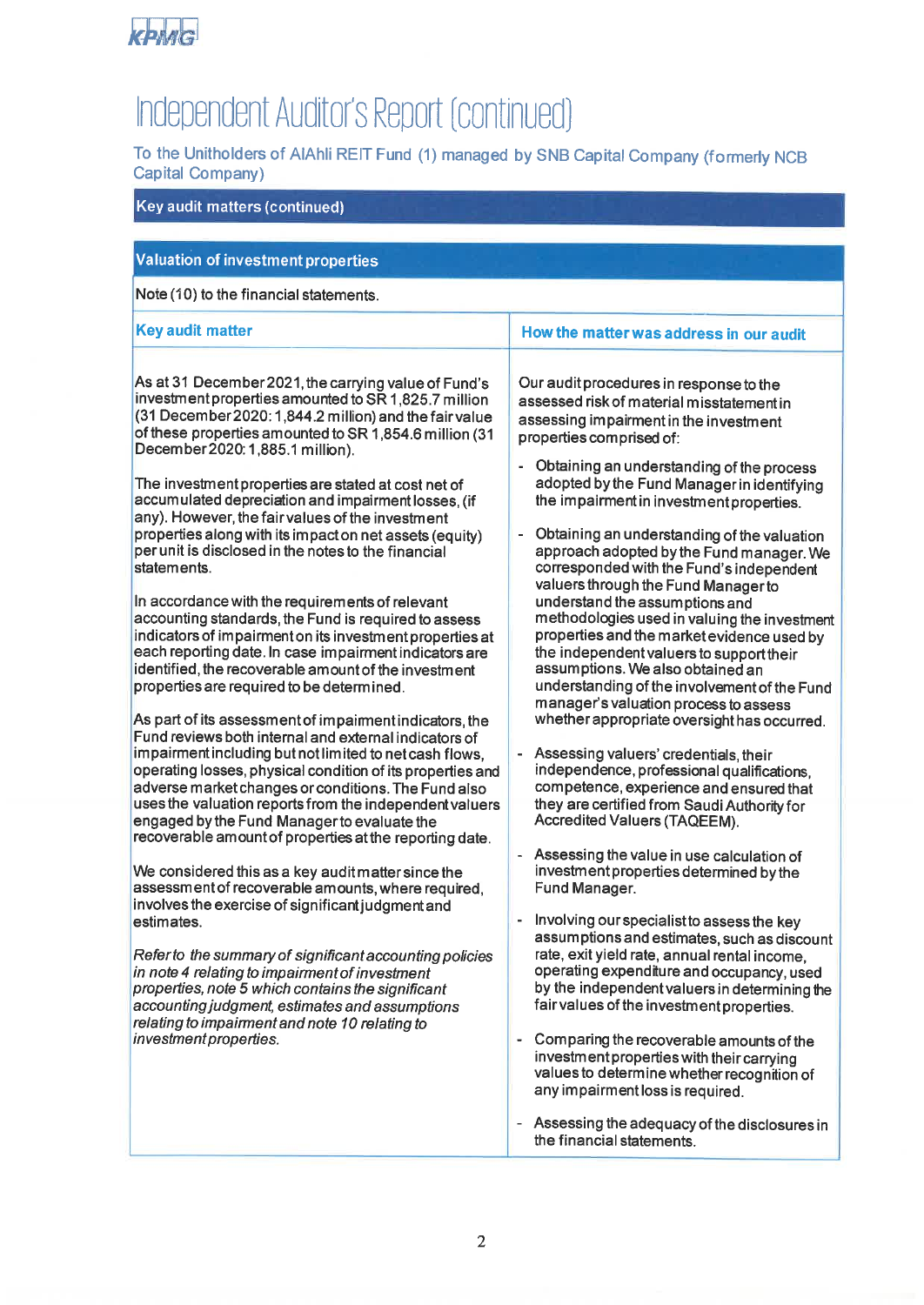# Independent Auditor's Report (continued)

To the Unitholders of AlAhli REIT Fund (1) managed by SNB Capital Company (formerly NCB Capital Company)

## Key audit matters (continued)

### Valuation of investment properties

Note (10) to the financial statements.

| Key audit matter | How the matter was address in our audit |
|---|---|
| As at 31 December 2021, the carrying value of Fund's investment properties amounted to SR 1,825.7 million (31 December 2020: 1,844.2 million) and the fair value of these properties amounted to SR 1,854.6 million (31 December 2020: 1,885.1 million).<br><br>The investment properties are stated at cost net of accumulated depreciation and impairment losses, (if any). However, the fair values of the investment properties along with its impact on net assets (equity) per unit is disclosed in the notes to the financial statements.<br><br>In accordance with the requirements of relevant accounting standards, the Fund is required to assess indicators of impairment on its investment properties at each reporting date. In case impairment indicators are identified, the recoverable amount of the investment properties are required to be determined.<br><br>As part of its assessment of impairment indicators, the Fund reviews both internal and external indicators of impairment including but not limited to net cash flows, operating losses, physical condition of its properties and adverse market changes or conditions. The Fund also uses the valuation reports from the independent valuers engaged by the Fund Manager to evaluate the recoverable amount of properties at the reporting date.<br><br>We considered this as a key audit matter since the assessment of recoverable amounts, where required, involves the exercise of significant judgment and estimates.<br><br>*Refer to the summary of significant accounting policies in note 4 relating to impairment of investment properties, note 5 which contains the significant accounting judgment, estimates and assumptions relating to impairment and note 10 relating to investment properties.* | Our audit procedures in response to the assessed risk of material misstatement in assessing impairment in the investment properties comprised of:<br><br>- Obtaining an understanding of the process adopted by the Fund Manager in identifying the impairment in investment properties.<br>- Obtaining an understanding of the valuation approach adopted by the Fund manager. We corresponded with the Fund's independent valuers through the Fund Manager to understand the assumptions and methodologies used in valuing the investment properties and the market evidence used by the independent valuers to support their assumptions. We also obtained an understanding of the involvement of the Fund manager's valuation process to assess whether appropriate oversight has occurred.<br>- Assessing valuers' credentials, their independence, professional qualifications, competence, experience and ensured that they are certified from Saudi Authority for Accredited Valuers (TAQEEM).<br>- Assessing the value in use calculation of investment properties determined by the Fund Manager.<br>- Involving our specialist to assess the key assumptions and estimates, such as discount rate, exit yield rate, annual rental income, operating expenditure and occupancy, used by the independent valuers in determining the fair values of the investment properties.<br>- Comparing the recoverable amounts of the investment properties with their carrying values to determine whether recognition of any impairment loss is required.<br>- Assessing the adequacy of the disclosures in the financial statements. |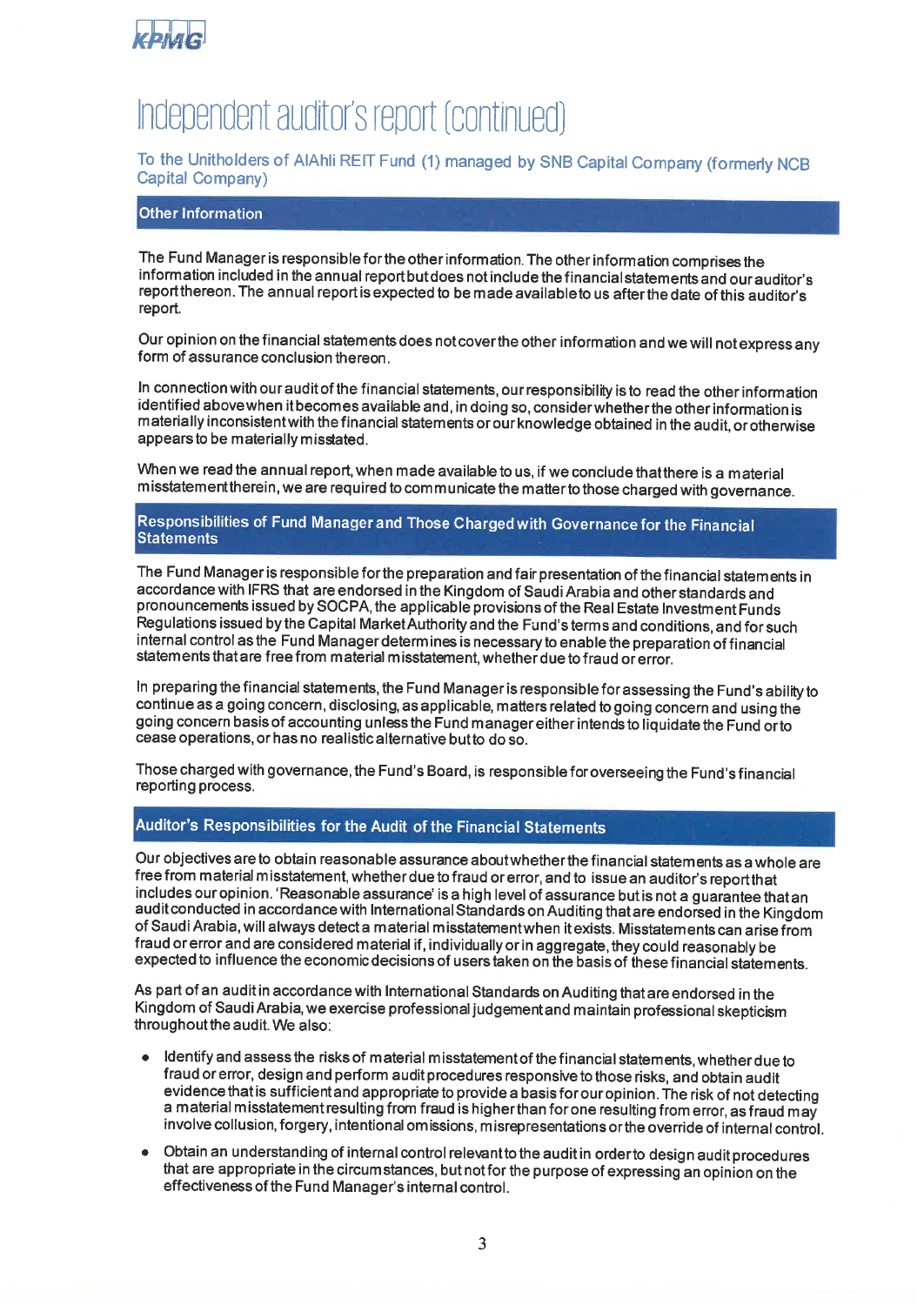# Independent auditor's report (continued)

To the Unitholders of AlAhli REIT Fund (1) managed by SNB Capital Company (formerly NCB Capital Company)

## Other Information

The Fund Manager is responsible for the other information. The other information comprises the information included in the annual report but does not include the financial statements and our auditor's report thereon. The annual report is expected to be made available to us after the date of this auditor's report.

Our opinion on the financial statements does not cover the other information and we will not express any form of assurance conclusion thereon.

In connection with our audit of the financial statements, our responsibility is to read the other information identified above when it becomes available and, in doing so, consider whether the other information is materially inconsistent with the financial statements or our knowledge obtained in the audit, or otherwise appears to be materially misstated.

When we read the annual report, when made available to us, if we conclude that there is a material misstatement therein, we are required to communicate the matter to those charged with governance.

## Responsibilities of Fund Manager and Those Charged with Governance for the Financial Statements

The Fund Manager is responsible for the preparation and fair presentation of the financial statements in accordance with IFRS that are endorsed in the Kingdom of Saudi Arabia and other standards and pronouncements issued by SOCPA, the applicable provisions of the Real Estate Investment Funds Regulations issued by the Capital Market Authority and the Fund's terms and conditions, and for such internal control as the Fund Manager determines is necessary to enable the preparation of financial statements that are free from material misstatement, whether due to fraud or error.

In preparing the financial statements, the Fund Manager is responsible for assessing the Fund's ability to continue as a going concern, disclosing, as applicable, matters related to going concern and using the going concern basis of accounting unless the Fund manager either intends to liquidate the Fund or to cease operations, or has no realistic alternative but to do so.

Those charged with governance, the Fund's Board, is responsible for overseeing the Fund's financial reporting process.

## Auditor's Responsibilities for the Audit of the Financial Statements

Our objectives are to obtain reasonable assurance about whether the financial statements as a whole are free from material misstatement, whether due to fraud or error, and to issue an auditor's report that includes our opinion. 'Reasonable assurance' is a high level of assurance but is not a guarantee that an audit conducted in accordance with International Standards on Auditing that are endorsed in the Kingdom of Saudi Arabia, will always detect a material misstatement when it exists. Misstatements can arise from fraud or error and are considered material if, individually or in aggregate, they could reasonably be expected to influence the economic decisions of users taken on the basis of these financial statements.

As part of an audit in accordance with International Standards on Auditing that are endorsed in the Kingdom of Saudi Arabia, we exercise professional judgement and maintain professional skepticism throughout the audit. We also:

- Identify and assess the risks of material misstatement of the financial statements, whether due to fraud or error, design and perform audit procedures responsive to those risks, and obtain audit evidence that is sufficient and appropriate to provide a basis for our opinion. The risk of not detecting a material misstatement resulting from fraud is higher than for one resulting from error, as fraud may involve collusion, forgery, intentional omissions, misrepresentations or the override of internal control.
- Obtain an understanding of internal control relevant to the audit in order to design audit procedures that are appropriate in the circumstances, but not for the purpose of expressing an opinion on the effectiveness of the Fund Manager's internal control.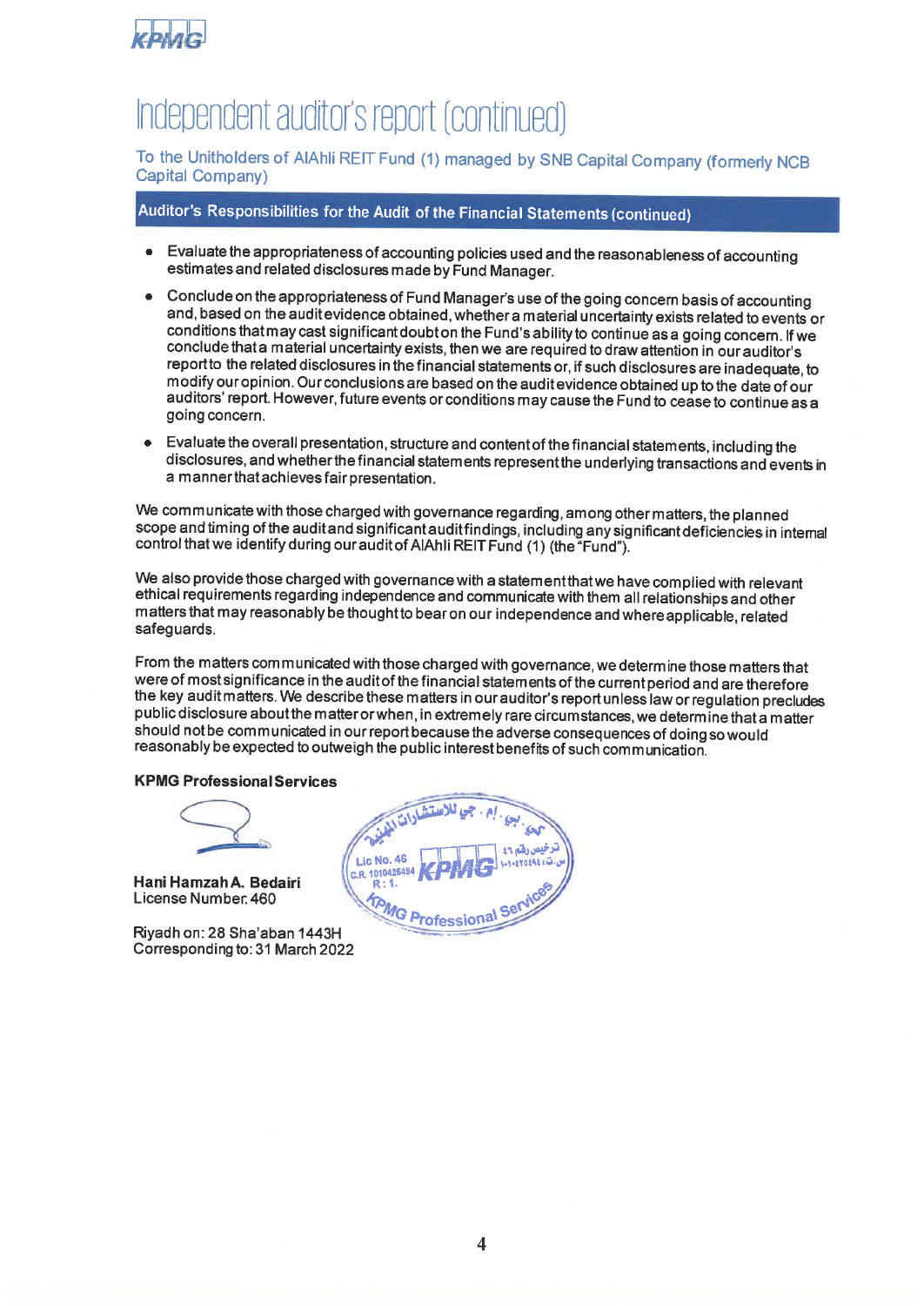# Independent auditor's report (continued)

To the Unitholders of AlAhli REIT Fund (1) managed by SNB Capital Company (formerly NCB Capital Company)

## Auditor's Responsibilities for the Audit of the Financial Statements (continued)

- Evaluate the appropriateness of accounting policies used and the reasonableness of accounting estimates and related disclosures made by Fund Manager.
- Conclude on the appropriateness of Fund Manager's use of the going concern basis of accounting and, based on the audit evidence obtained, whether a material uncertainty exists related to events or conditions that may cast significant doubt on the Fund's ability to continue as a going concern. If we conclude that a material uncertainty exists, then we are required to draw attention in our auditor's report to the related disclosures in the financial statements or, if such disclosures are inadequate, to modify our opinion. Our conclusions are based on the audit evidence obtained up to the date of our auditors' report. However, future events or conditions may cause the Fund to cease to continue as a going concern.
- Evaluate the overall presentation, structure and content of the financial statements, including the disclosures, and whether the financial statements represent the underlying transactions and events in a manner that achieves fair presentation.

We communicate with those charged with governance regarding, among other matters, the planned scope and timing of the audit and significant audit findings, including any significant deficiencies in internal control that we identify during our audit of AlAhli REIT Fund (1) (the "Fund").

We also provide those charged with governance with a statement that we have complied with relevant ethical requirements regarding independence and communicate with them all relationships and other matters that may reasonably be thought to bear on our independence and where applicable, related safeguards.

From the matters communicated with those charged with governance, we determine those matters that were of most significance in the audit of the financial statements of the current period and are therefore the key audit matters. We describe these matters in our auditor's report unless law or regulation precludes public disclosure about the matter or when, in extremely rare circumstances, we determine that a matter should not be communicated in our report because the adverse consequences of doing so would reasonably be expected to outweigh the public interest benefits of such communication.

**KPMG Professional Services**

**Hani Hamzah A. Bedairi**
License Number: 460

Riyadh on: 28 Sha'aban 1443H
Corresponding to: 31 March 2022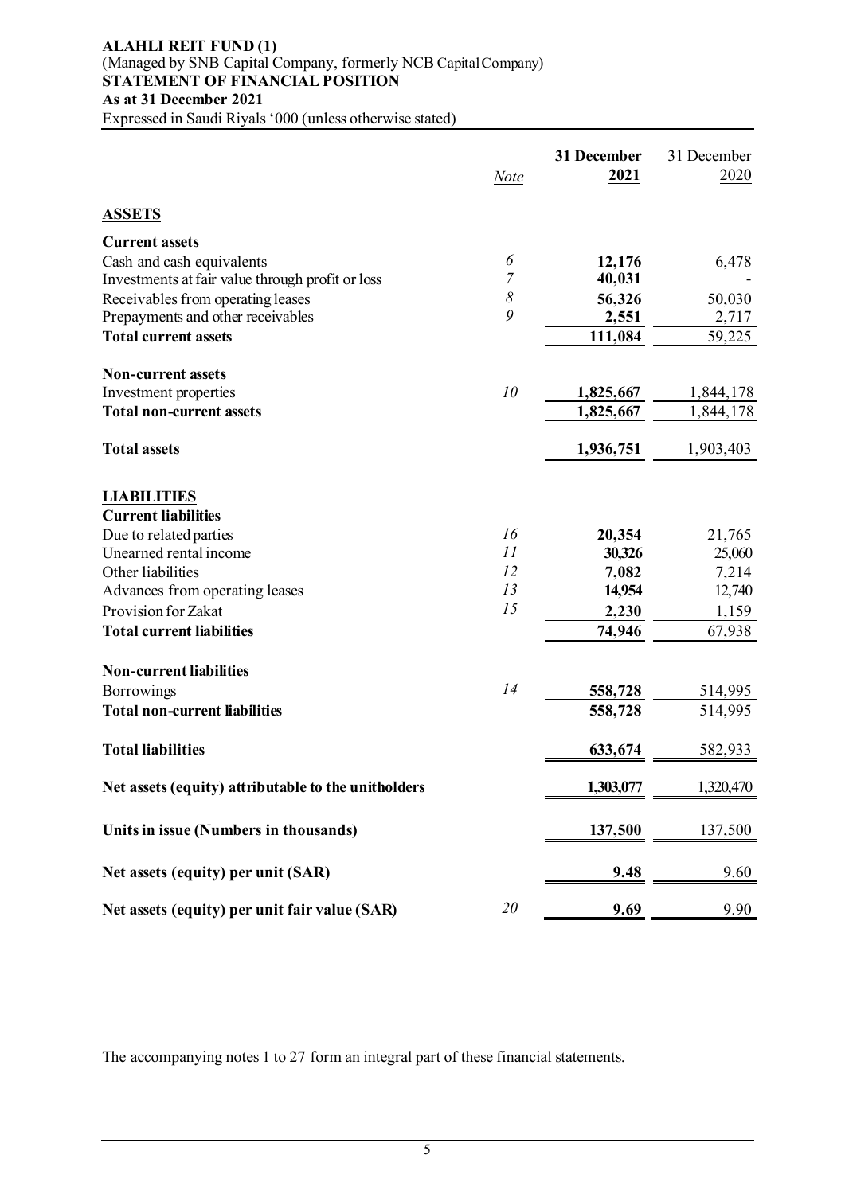**ALAHLI REIT FUND (1)**
(Managed by SNB Capital Company, formerly NCB Capital Company)
**STATEMENT OF FINANCIAL POSITION**
**As at 31 December 2021**
Expressed in Saudi Riyals '000 (unless otherwise stated)

| | *Note* | **31 December 2021** | 31 December 2020 |
|---|---|---|---|
| **ASSETS** | | | |
| **Current assets** | | | |
| Cash and cash equivalents | *6* | **12,176** | 6,478 |
| Investments at fair value through profit or loss | *7* | **40,031** | - |
| Receivables from operating leases | *8* | **56,326** | 50,030 |
| Prepayments and other receivables | *9* | **2,551** | 2,717 |
| **Total current assets** | | **111,084** | 59,225 |
| **Non-current assets** | | | |
| Investment properties | *10* | **1,825,667** | 1,844,178 |
| **Total non-current assets** | | **1,825,667** | 1,844,178 |
| **Total assets** | | **1,936,751** | 1,903,403 |
| **LIABILITIES** | | | |
| **Current liabilities** | | | |
| Due to related parties | *16* | **20,354** | 21,765 |
| Unearned rental income | *11* | **30,326** | 25,060 |
| Other liabilities | *12* | **7,082** | 7,214 |
| Advances from operating leases | *13* | **14,954** | 12,740 |
| Provision for Zakat | *15* | **2,230** | 1,159 |
| **Total current liabilities** | | **74,946** | 67,938 |
| **Non-current liabilities** | | | |
| Borrowings | *14* | **558,728** | 514,995 |
| **Total non-current liabilities** | | **558,728** | 514,995 |
| **Total liabilities** | | **633,674** | 582,933 |
| **Net assets (equity) attributable to the unitholders** | | **1,303,077** | 1,320,470 |
| **Units in issue (Numbers in thousands)** | | **137,500** | 137,500 |
| **Net assets (equity) per unit (SAR)** | | **9.48** | 9.60 |
| **Net assets (equity) per unit fair value (SAR)** | *20* | **9.69** | 9.90 |

The accompanying notes 1 to 27 form an integral part of these financial statements.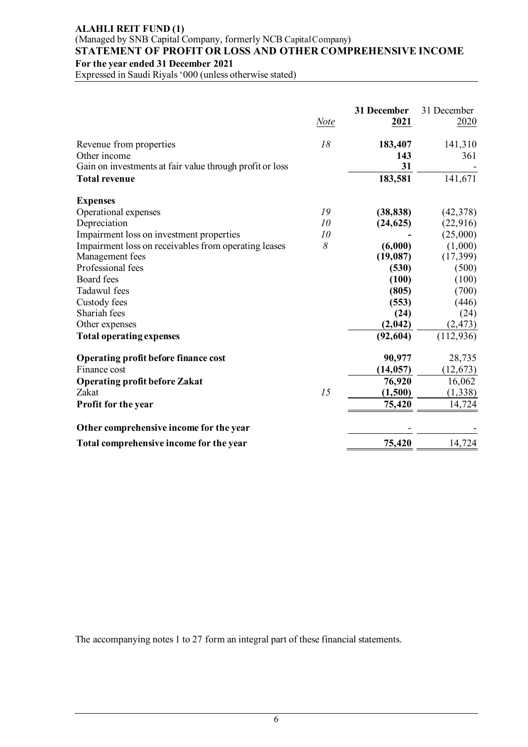**ALAHLI REIT FUND (1)**
(Managed by SNB Capital Company, formerly NCB Capital Company)
## STATEMENT OF PROFIT OR LOSS AND OTHER COMPREHENSIVE INCOME
**For the year ended 31 December 2021**
Expressed in Saudi Riyals '000 (unless otherwise stated)

| | *Note* | **31 December 2021** | 31 December 2020 |
|---|---|---|---|
| Revenue from properties | *18* | **183,407** | 141,310 |
| Other income | | **143** | 361 |
| Gain on investments at fair value through profit or loss | | **31** | - |
| **Total revenue** | | **183,581** | 141,671 |
| **Expenses** | | | |
| Operational expenses | *19* | **(38,838)** | (42,378) |
| Depreciation | *10* | **(24,625)** | (22,916) |
| Impairment loss on investment properties | *10* | **-** | (25,000) |
| Impairment loss on receivables from operating leases | *8* | **(6,000)** | (1,000) |
| Management fees | | **(19,087)** | (17,399) |
| Professional fees | | **(530)** | (500) |
| Board fees | | **(100)** | (100) |
| Tadawul fees | | **(805)** | (700) |
| Custody fees | | **(553)** | (446) |
| Shariah fees | | **(24)** | (24) |
| Other expenses | | **(2,042)** | (2,473) |
| **Total operating expenses** | | **(92,604)** | (112,936) |
| **Operating profit before finance cost** | | **90,977** | 28,735 |
| Finance cost | | **(14,057)** | (12,673) |
| **Operating profit before Zakat** | | **76,920** | 16,062 |
| Zakat | *15* | **(1,500)** | (1,338) |
| **Profit for the year** | | **75,420** | 14,724 |
| **Other comprehensive income for the year** | | - | - |
| **Total comprehensive income for the year** | | **75,420** | 14,724 |

The accompanying notes 1 to 27 form an integral part of these financial statements.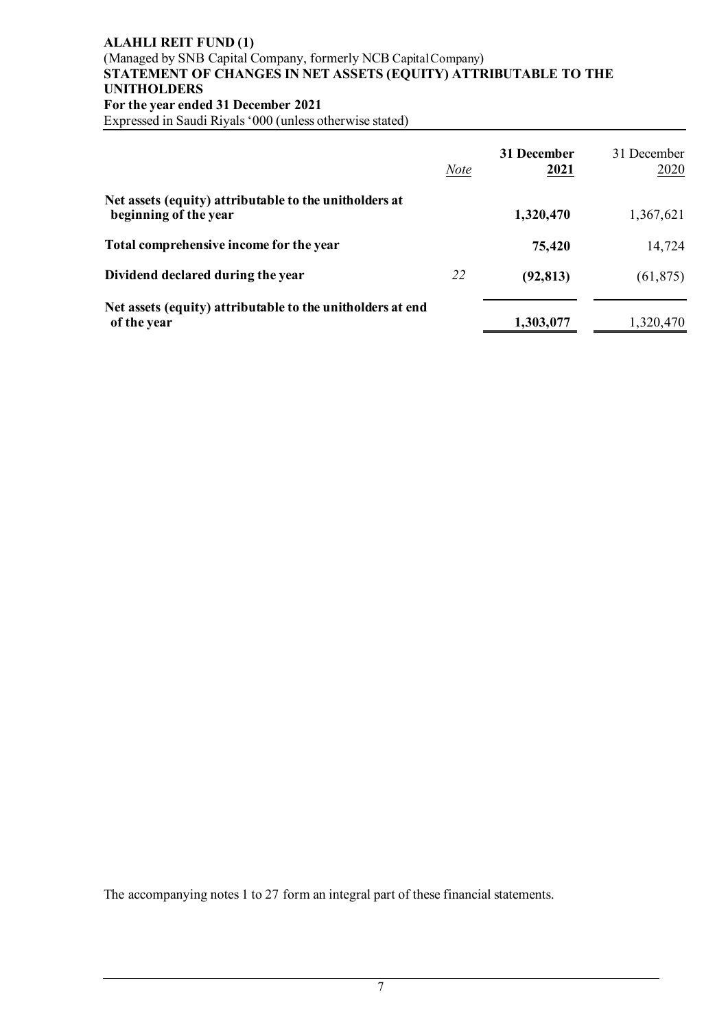**ALAHLI REIT FUND (1)**
(Managed by SNB Capital Company, formerly NCB Capital Company)
**STATEMENT OF CHANGES IN NET ASSETS (EQUITY) ATTRIBUTABLE TO THE UNITHOLDERS**
**For the year ended 31 December 2021**
Expressed in Saudi Riyals '000 (unless otherwise stated)

| | *Note* | **31 December 2021** | 31 December 2020 |
|---|---|---|---|
| **Net assets (equity) attributable to the unitholders at beginning of the year** | | **1,320,470** | 1,367,621 |
| **Total comprehensive income for the year** | | **75,420** | 14,724 |
| **Dividend declared during the year** | *22* | **(92,813)** | (61,875) |
| **Net assets (equity) attributable to the unitholders at end of the year** | | **1,303,077** | 1,320,470 |

The accompanying notes 1 to 27 form an integral part of these financial statements.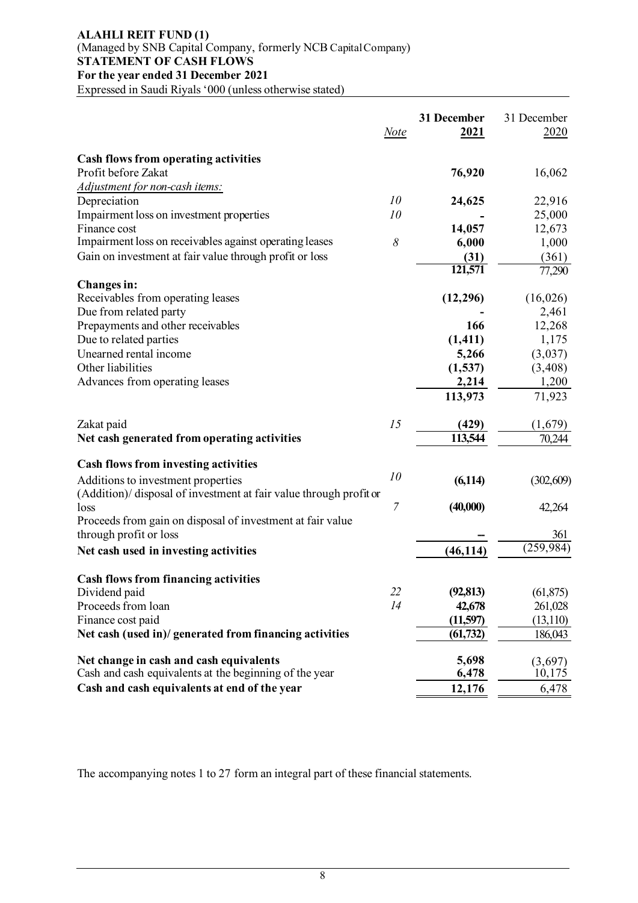**ALAHLI REIT FUND (1)**
(Managed by SNB Capital Company, formerly NCB Capital Company)
**STATEMENT OF CASH FLOWS**
**For the year ended 31 December 2021**
Expressed in Saudi Riyals '000 (unless otherwise stated)

| | *Note* | **31 December 2021** | 31 December 2020 |
|---|---|---|---|
| **Cash flows from operating activities** | | | |
| Profit before Zakat | | **76,920** | 16,062 |
| *Adjustment for non-cash items:* | | | |
| Depreciation | *10* | **24,625** | 22,916 |
| Impairment loss on investment properties | *10* | **-** | 25,000 |
| Finance cost | | **14,057** | 12,673 |
| Impairment loss on receivables against operating leases | *8* | **6,000** | 1,000 |
| Gain on investment at fair value through profit or loss | | **(31)** | (361) |
| | | **121,571** | 77,290 |
| **Changes in:** | | | |
| Receivables from operating leases | | **(12,296)** | (16,026) |
| Due from related party | | **-** | 2,461 |
| Prepayments and other receivables | | **166** | 12,268 |
| Due to related parties | | **(1,411)** | 1,175 |
| Unearned rental income | | **5,266** | (3,037) |
| Other liabilities | | **(1,537)** | (3,408) |
| Advances from operating leases | | **2,214** | 1,200 |
| | | **113,973** | 71,923 |
| Zakat paid | *15* | **(429)** | (1,679) |
| **Net cash generated from operating activities** | | **113,544** | 70,244 |
| **Cash flows from investing activities** | | | |
| Additions to investment properties | *10* | **(6,114)** | (302,609) |
| (Addition)/ disposal of investment at fair value through profit or loss | *7* | **(40,000)** | 42,264 |
| Proceeds from gain on disposal of investment at fair value through profit or loss | | **--** | 361 |
| **Net cash used in investing activities** | | **(46,114)** | (259,984) |
| **Cash flows from financing activities** | | | |
| Dividend paid | *22* | **(92,813)** | (61,875) |
| Proceeds from loan | *14* | **42,678** | 261,028 |
| Finance cost paid | | **(11,597)** | (13,110) |
| **Net cash (used in)/ generated from financing activities** | | **(61,732)** | 186,043 |
| **Net change in cash and cash equivalents** | | **5,698** | (3,697) |
| Cash and cash equivalents at the beginning of the year | | **6,478** | 10,175 |
| **Cash and cash equivalents at end of the year** | | **12,176** | 6,478 |

The accompanying notes 1 to 27 form an integral part of these financial statements.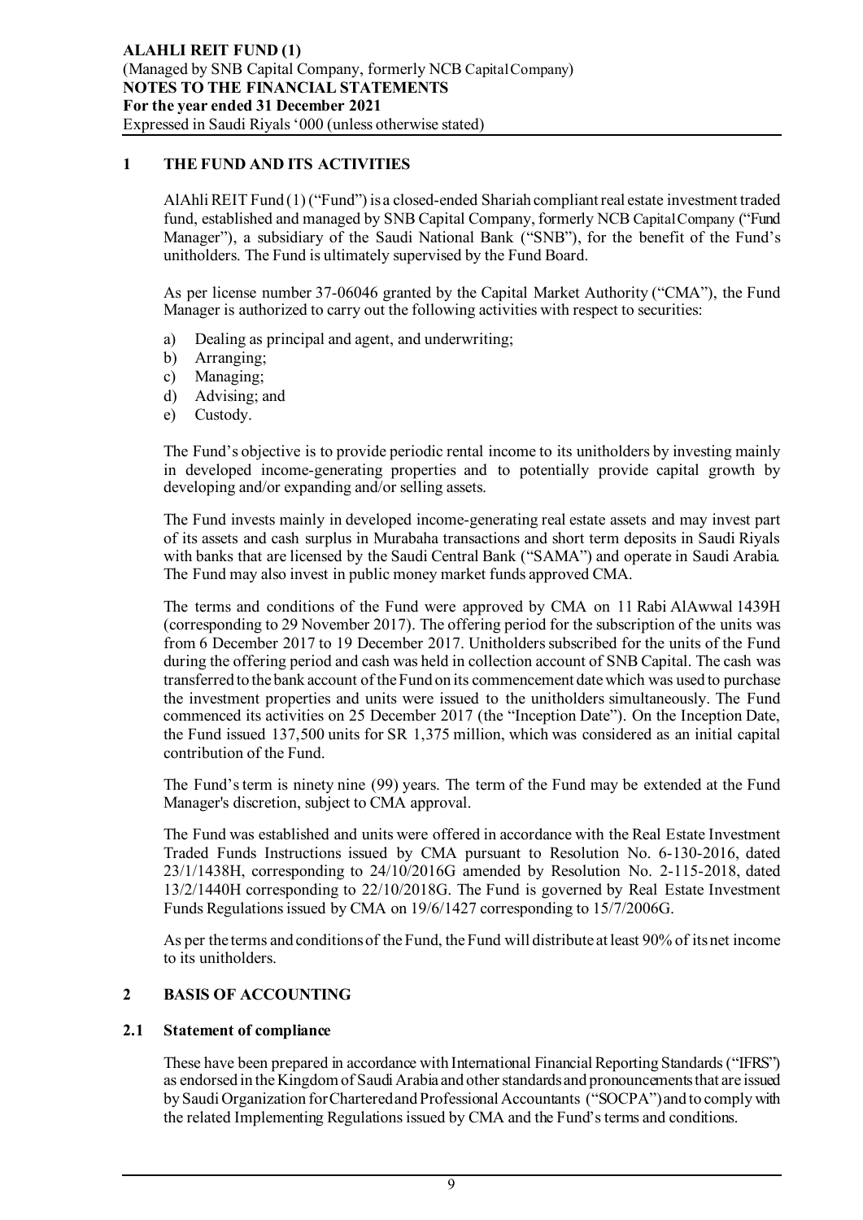## 1 THE FUND AND ITS ACTIVITIES

AlAhli REIT Fund (1) ("Fund") is a closed-ended Shariah compliant real estate investment traded fund, established and managed by SNB Capital Company, formerly NCB Capital Company ("Fund Manager"), a subsidiary of the Saudi National Bank ("SNB"), for the benefit of the Fund's unitholders. The Fund is ultimately supervised by the Fund Board.

As per license number 37-06046 granted by the Capital Market Authority ("CMA"), the Fund Manager is authorized to carry out the following activities with respect to securities:

a) Dealing as principal and agent, and underwriting;
b) Arranging;
c) Managing;
d) Advising; and
e) Custody.

The Fund's objective is to provide periodic rental income to its unitholders by investing mainly in developed income-generating properties and to potentially provide capital growth by developing and/or expanding and/or selling assets.

The Fund invests mainly in developed income-generating real estate assets and may invest part of its assets and cash surplus in Murabaha transactions and short term deposits in Saudi Riyals with banks that are licensed by the Saudi Central Bank ("SAMA") and operate in Saudi Arabia. The Fund may also invest in public money market funds approved CMA.

The terms and conditions of the Fund were approved by CMA on 11 Rabi AlAwwal 1439H (corresponding to 29 November 2017). The offering period for the subscription of the units was from 6 December 2017 to 19 December 2017. Unitholders subscribed for the units of the Fund during the offering period and cash was held in collection account of SNB Capital. The cash was transferred to the bank account of the Fund on its commencement date which was used to purchase the investment properties and units were issued to the unitholders simultaneously. The Fund commenced its activities on 25 December 2017 (the "Inception Date"). On the Inception Date, the Fund issued 137,500 units for SR 1,375 million, which was considered as an initial capital contribution of the Fund.

The Fund's term is ninety nine (99) years. The term of the Fund may be extended at the Fund Manager's discretion, subject to CMA approval.

The Fund was established and units were offered in accordance with the Real Estate Investment Traded Funds Instructions issued by CMA pursuant to Resolution No. 6-130-2016, dated 23/1/1438H, corresponding to 24/10/2016G amended by Resolution No. 2-115-2018, dated 13/2/1440H corresponding to 22/10/2018G. The Fund is governed by Real Estate Investment Funds Regulations issued by CMA on 19/6/1427 corresponding to 15/7/2006G.

As per the terms and conditions of the Fund, the Fund will distribute at least 90% of its net income to its unitholders.

## 2 BASIS OF ACCOUNTING

### 2.1 Statement of compliance

These have been prepared in accordance with International Financial Reporting Standards ("IFRS") as endorsed in the Kingdom of Saudi Arabia and other standards and pronouncements that are issued by Saudi Organization for Chartered and Professional Accountants ("SOCPA") and to comply with the related Implementing Regulations issued by CMA and the Fund's terms and conditions.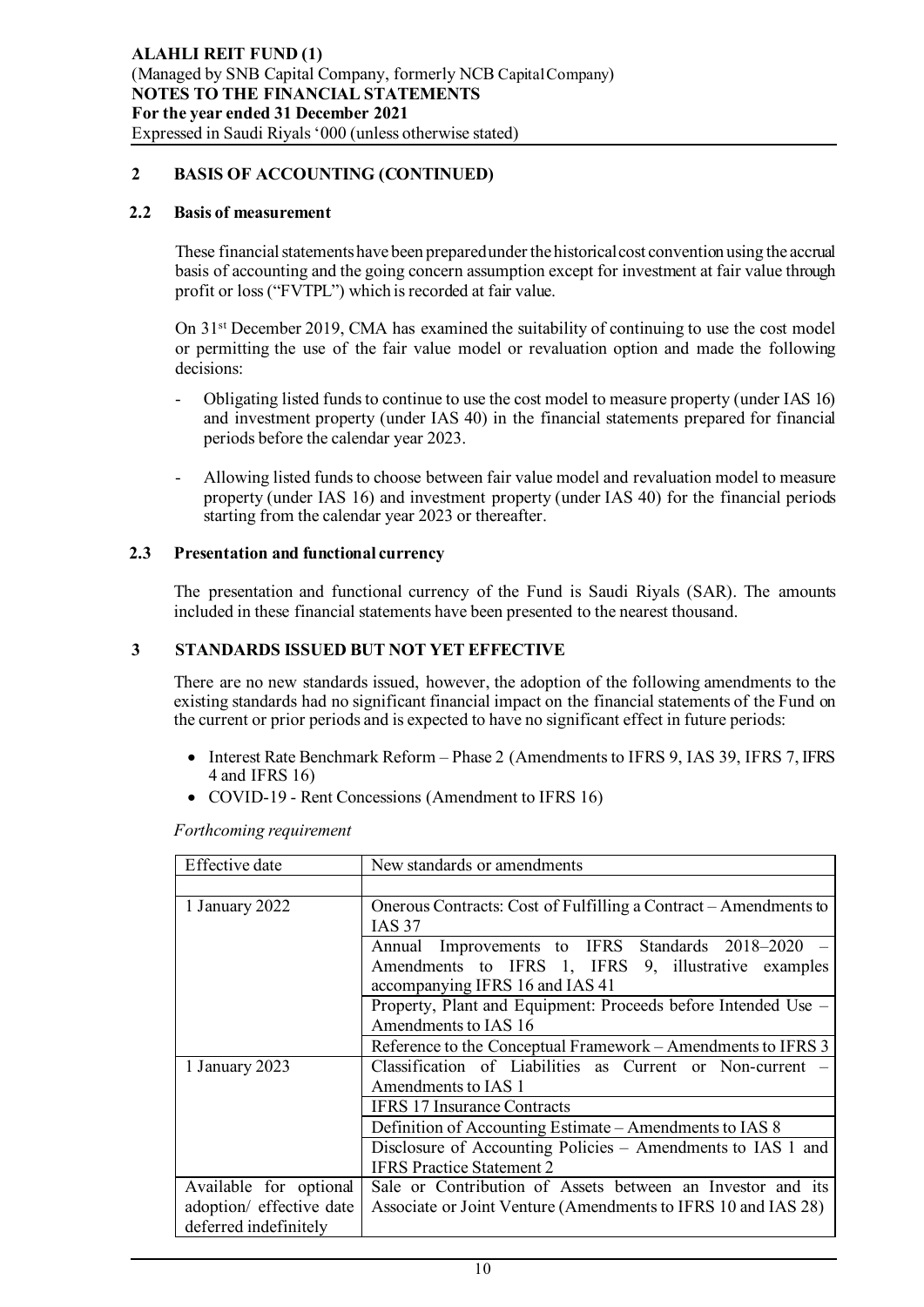## 2 BASIS OF ACCOUNTING (CONTINUED)

### 2.2 Basis of measurement

These financial statements have been prepared under the historical cost convention using the accrual basis of accounting and the going concern assumption except for investment at fair value through profit or loss ("FVTPL") which is recorded at fair value.

On 31st December 2019, CMA has examined the suitability of continuing to use the cost model or permitting the use of the fair value model or revaluation option and made the following decisions:

- Obligating listed funds to continue to use the cost model to measure property (under IAS 16) and investment property (under IAS 40) in the financial statements prepared for financial periods before the calendar year 2023.
- Allowing listed funds to choose between fair value model and revaluation model to measure property (under IAS 16) and investment property (under IAS 40) for the financial periods starting from the calendar year 2023 or thereafter.

### 2.3 Presentation and functional currency

The presentation and functional currency of the Fund is Saudi Riyals (SAR). The amounts included in these financial statements have been presented to the nearest thousand.

## 3 STANDARDS ISSUED BUT NOT YET EFFECTIVE

There are no new standards issued, however, the adoption of the following amendments to the existing standards had no significant financial impact on the financial statements of the Fund on the current or prior periods and is expected to have no significant effect in future periods:

- Interest Rate Benchmark Reform – Phase 2 (Amendments to IFRS 9, IAS 39, IFRS 7, IFRS 4 and IFRS 16)
- COVID-19 - Rent Concessions (Amendment to IFRS 16)

*Forthcoming requirement*

| Effective date | New standards or amendments |
|---|---|
| | |
| 1 January 2022 | Onerous Contracts: Cost of Fulfilling a Contract – Amendments to IAS 37 |
| | Annual Improvements to IFRS Standards 2018–2020 – Amendments to IFRS 1, IFRS 9, illustrative examples accompanying IFRS 16 and IAS 41 |
| | Property, Plant and Equipment: Proceeds before Intended Use – Amendments to IAS 16 |
| | Reference to the Conceptual Framework – Amendments to IFRS 3 |
| 1 January 2023 | Classification of Liabilities as Current or Non-current – Amendments to IAS 1 |
| | IFRS 17 Insurance Contracts |
| | Definition of Accounting Estimate – Amendments to IAS 8 |
| | Disclosure of Accounting Policies – Amendments to IAS 1 and IFRS Practice Statement 2 |
| Available for optional adoption/ effective date deferred indefinitely | Sale or Contribution of Assets between an Investor and its Associate or Joint Venture (Amendments to IFRS 10 and IAS 28) |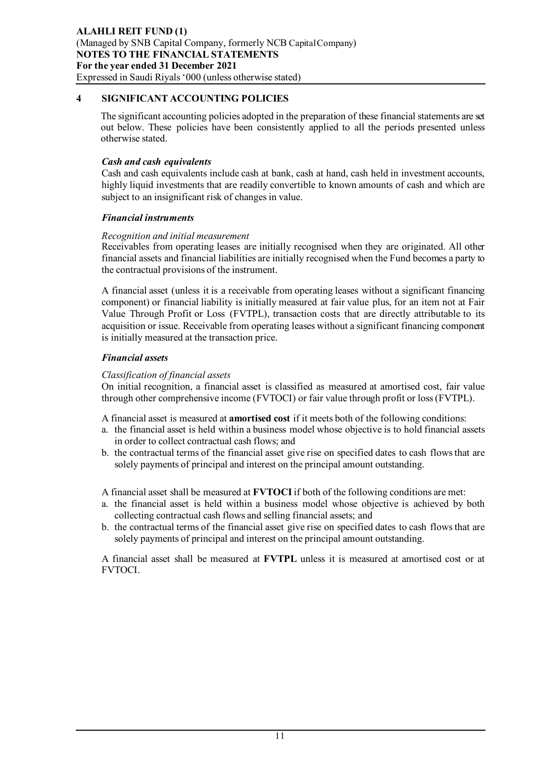## 4 SIGNIFICANT ACCOUNTING POLICIES

The significant accounting policies adopted in the preparation of these financial statements are set out below. These policies have been consistently applied to all the periods presented unless otherwise stated.

### *Cash and cash equivalents*

Cash and cash equivalents include cash at bank, cash at hand, cash held in investment accounts, highly liquid investments that are readily convertible to known amounts of cash and which are subject to an insignificant risk of changes in value.

### *Financial instruments*

*Recognition and initial measurement*

Receivables from operating leases are initially recognised when they are originated. All other financial assets and financial liabilities are initially recognised when the Fund becomes a party to the contractual provisions of the instrument.

A financial asset (unless it is a receivable from operating leases without a significant financing component) or financial liability is initially measured at fair value plus, for an item not at Fair Value Through Profit or Loss (FVTPL), transaction costs that are directly attributable to its acquisition or issue. Receivable from operating leases without a significant financing component is initially measured at the transaction price.

### *Financial assets*

*Classification of financial assets*

On initial recognition, a financial asset is classified as measured at amortised cost, fair value through other comprehensive income (FVTOCI) or fair value through profit or loss (FVTPL).

A financial asset is measured at **amortised cost** if it meets both of the following conditions:

a. the financial asset is held within a business model whose objective is to hold financial assets in order to collect contractual cash flows; and
b. the contractual terms of the financial asset give rise on specified dates to cash flows that are solely payments of principal and interest on the principal amount outstanding.

A financial asset shall be measured at **FVTOCI** if both of the following conditions are met:

a. the financial asset is held within a business model whose objective is achieved by both collecting contractual cash flows and selling financial assets; and
b. the contractual terms of the financial asset give rise on specified dates to cash flows that are solely payments of principal and interest on the principal amount outstanding.

A financial asset shall be measured at **FVTPL** unless it is measured at amortised cost or at FVTOCI.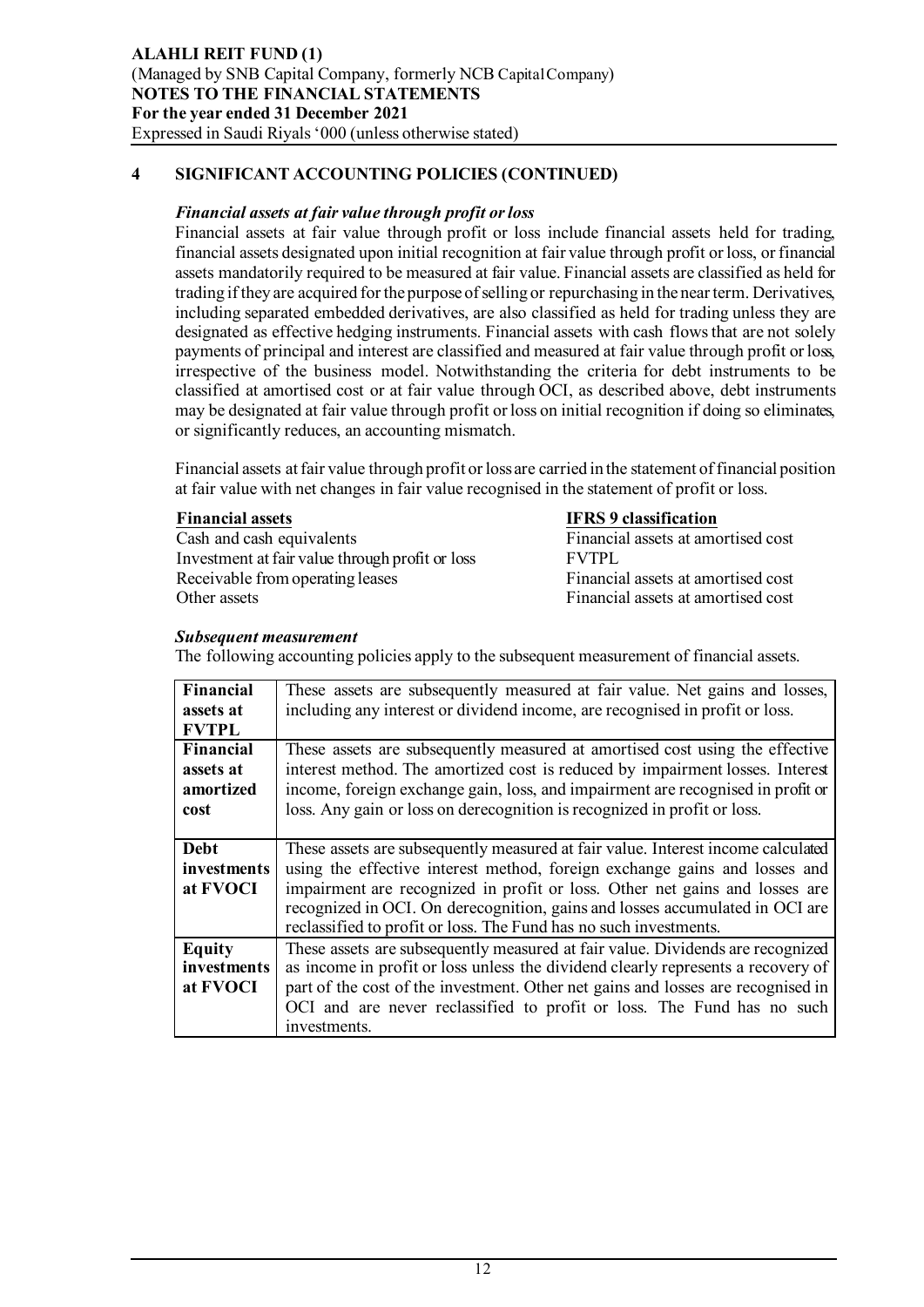## 4 SIGNIFICANT ACCOUNTING POLICIES (CONTINUED)

***Financial assets at fair value through profit or loss***

Financial assets at fair value through profit or loss include financial assets held for trading, financial assets designated upon initial recognition at fair value through profit or loss, or financial assets mandatorily required to be measured at fair value. Financial assets are classified as held for trading if they are acquired for the purpose of selling or repurchasing in the near term. Derivatives, including separated embedded derivatives, are also classified as held for trading unless they are designated as effective hedging instruments. Financial assets with cash flows that are not solely payments of principal and interest are classified and measured at fair value through profit or loss, irrespective of the business model. Notwithstanding the criteria for debt instruments to be classified at amortised cost or at fair value through OCI, as described above, debt instruments may be designated at fair value through profit or loss on initial recognition if doing so eliminates, or significantly reduces, an accounting mismatch.

Financial assets at fair value through profit or loss are carried in the statement of financial position at fair value with net changes in fair value recognised in the statement of profit or loss.

| **Financial assets** | **IFRS 9 classification** |
|---|---|
| Cash and cash equivalents | Financial assets at amortised cost |
| Investment at fair value through profit or loss | FVTPL |
| Receivable from operating leases | Financial assets at amortised cost |
| Other assets | Financial assets at amortised cost |

***Subsequent measurement***

The following accounting policies apply to the subsequent measurement of financial assets.

| | |
|---|---|
| **Financial assets at FVTPL** | These assets are subsequently measured at fair value. Net gains and losses, including any interest or dividend income, are recognised in profit or loss. |
| **Financial assets at amortized cost** | These assets are subsequently measured at amortised cost using the effective interest method. The amortized cost is reduced by impairment losses. Interest income, foreign exchange gain, loss, and impairment are recognised in profit or loss. Any gain or loss on derecognition is recognized in profit or loss. |
| **Debt investments at FVOCI** | These assets are subsequently measured at fair value. Interest income calculated using the effective interest method, foreign exchange gains and losses and impairment are recognized in profit or loss. Other net gains and losses are recognized in OCI. On derecognition, gains and losses accumulated in OCI are reclassified to profit or loss. The Fund has no such investments. |
| **Equity investments at FVOCI** | These assets are subsequently measured at fair value. Dividends are recognized as income in profit or loss unless the dividend clearly represents a recovery of part of the cost of the investment. Other net gains and losses are recognised in OCI and are never reclassified to profit or loss. The Fund has no such investments. |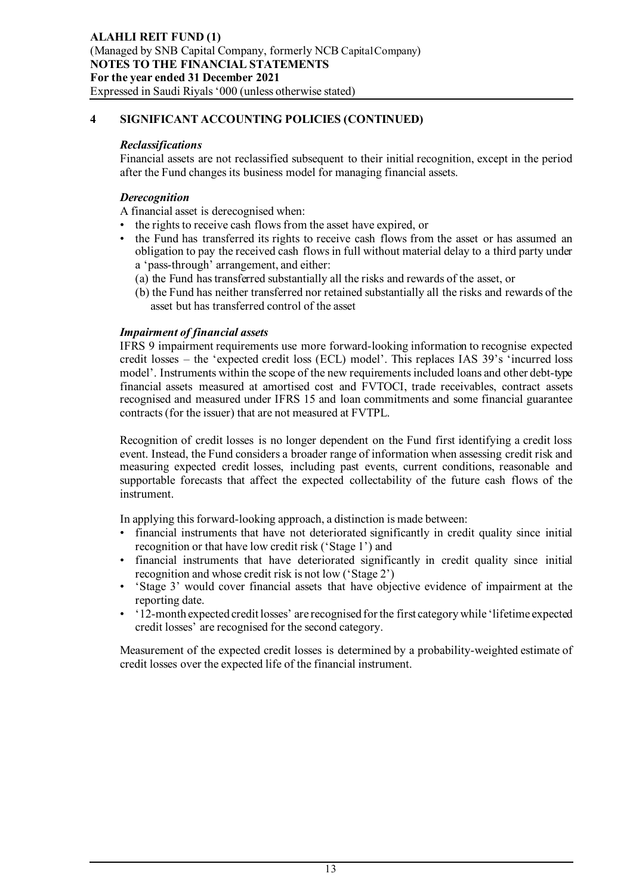## 4 SIGNIFICANT ACCOUNTING POLICIES (CONTINUED)

***Reclassifications***

Financial assets are not reclassified subsequent to their initial recognition, except in the period after the Fund changes its business model for managing financial assets.

***Derecognition***

A financial asset is derecognised when:

- the rights to receive cash flows from the asset have expired, or
- the Fund has transferred its rights to receive cash flows from the asset or has assumed an obligation to pay the received cash flows in full without material delay to a third party under a 'pass-through' arrangement, and either:
  - (a) the Fund has transferred substantially all the risks and rewards of the asset, or
  - (b) the Fund has neither transferred nor retained substantially all the risks and rewards of the asset but has transferred control of the asset

***Impairment of financial assets***

IFRS 9 impairment requirements use more forward-looking information to recognise expected credit losses – the 'expected credit loss (ECL) model'. This replaces IAS 39's 'incurred loss model'. Instruments within the scope of the new requirements included loans and other debt-type financial assets measured at amortised cost and FVTOCI, trade receivables, contract assets recognised and measured under IFRS 15 and loan commitments and some financial guarantee contracts (for the issuer) that are not measured at FVTPL.

Recognition of credit losses is no longer dependent on the Fund first identifying a credit loss event. Instead, the Fund considers a broader range of information when assessing credit risk and measuring expected credit losses, including past events, current conditions, reasonable and supportable forecasts that affect the expected collectability of the future cash flows of the instrument.

In applying this forward-looking approach, a distinction is made between:

- financial instruments that have not deteriorated significantly in credit quality since initial recognition or that have low credit risk ('Stage 1') and
- financial instruments that have deteriorated significantly in credit quality since initial recognition and whose credit risk is not low ('Stage 2')
- 'Stage 3' would cover financial assets that have objective evidence of impairment at the reporting date.
- '12-month expected credit losses' are recognised for the first category while 'lifetime expected credit losses' are recognised for the second category.

Measurement of the expected credit losses is determined by a probability-weighted estimate of credit losses over the expected life of the financial instrument.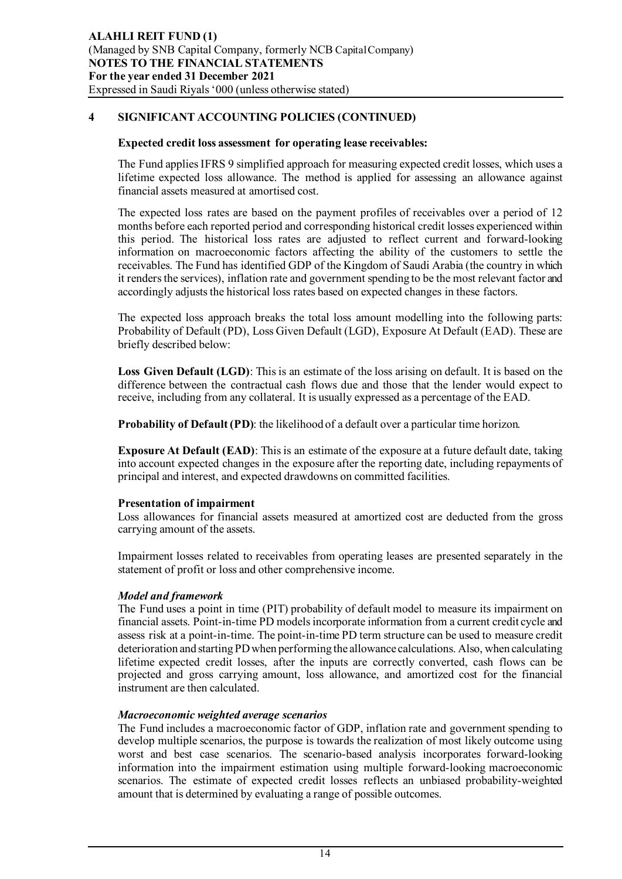## 4 SIGNIFICANT ACCOUNTING POLICIES (CONTINUED)

**Expected credit loss assessment for operating lease receivables:**

The Fund applies IFRS 9 simplified approach for measuring expected credit losses, which uses a lifetime expected loss allowance. The method is applied for assessing an allowance against financial assets measured at amortised cost.

The expected loss rates are based on the payment profiles of receivables over a period of 12 months before each reported period and corresponding historical credit losses experienced within this period. The historical loss rates are adjusted to reflect current and forward-looking information on macroeconomic factors affecting the ability of the customers to settle the receivables. The Fund has identified GDP of the Kingdom of Saudi Arabia (the country in which it renders the services), inflation rate and government spending to be the most relevant factor and accordingly adjusts the historical loss rates based on expected changes in these factors.

The expected loss approach breaks the total loss amount modelling into the following parts: Probability of Default (PD), Loss Given Default (LGD), Exposure At Default (EAD). These are briefly described below:

**Loss Given Default (LGD)**: This is an estimate of the loss arising on default. It is based on the difference between the contractual cash flows due and those that the lender would expect to receive, including from any collateral. It is usually expressed as a percentage of the EAD.

**Probability of Default (PD)**: the likelihood of a default over a particular time horizon.

**Exposure At Default (EAD)**: This is an estimate of the exposure at a future default date, taking into account expected changes in the exposure after the reporting date, including repayments of principal and interest, and expected drawdowns on committed facilities.

**Presentation of impairment**

Loss allowances for financial assets measured at amortized cost are deducted from the gross carrying amount of the assets.

Impairment losses related to receivables from operating leases are presented separately in the statement of profit or loss and other comprehensive income.

***Model and framework***

The Fund uses a point in time (PIT) probability of default model to measure its impairment on financial assets. Point-in-time PD models incorporate information from a current credit cycle and assess risk at a point-in-time. The point-in-time PD term structure can be used to measure credit deterioration and starting PD when performing the allowance calculations. Also, when calculating lifetime expected credit losses, after the inputs are correctly converted, cash flows can be projected and gross carrying amount, loss allowance, and amortized cost for the financial instrument are then calculated.

***Macroeconomic weighted average scenarios***

The Fund includes a macroeconomic factor of GDP, inflation rate and government spending to develop multiple scenarios, the purpose is towards the realization of most likely outcome using worst and best case scenarios. The scenario-based analysis incorporates forward-looking information into the impairment estimation using multiple forward-looking macroeconomic scenarios. The estimate of expected credit losses reflects an unbiased probability-weighted amount that is determined by evaluating a range of possible outcomes.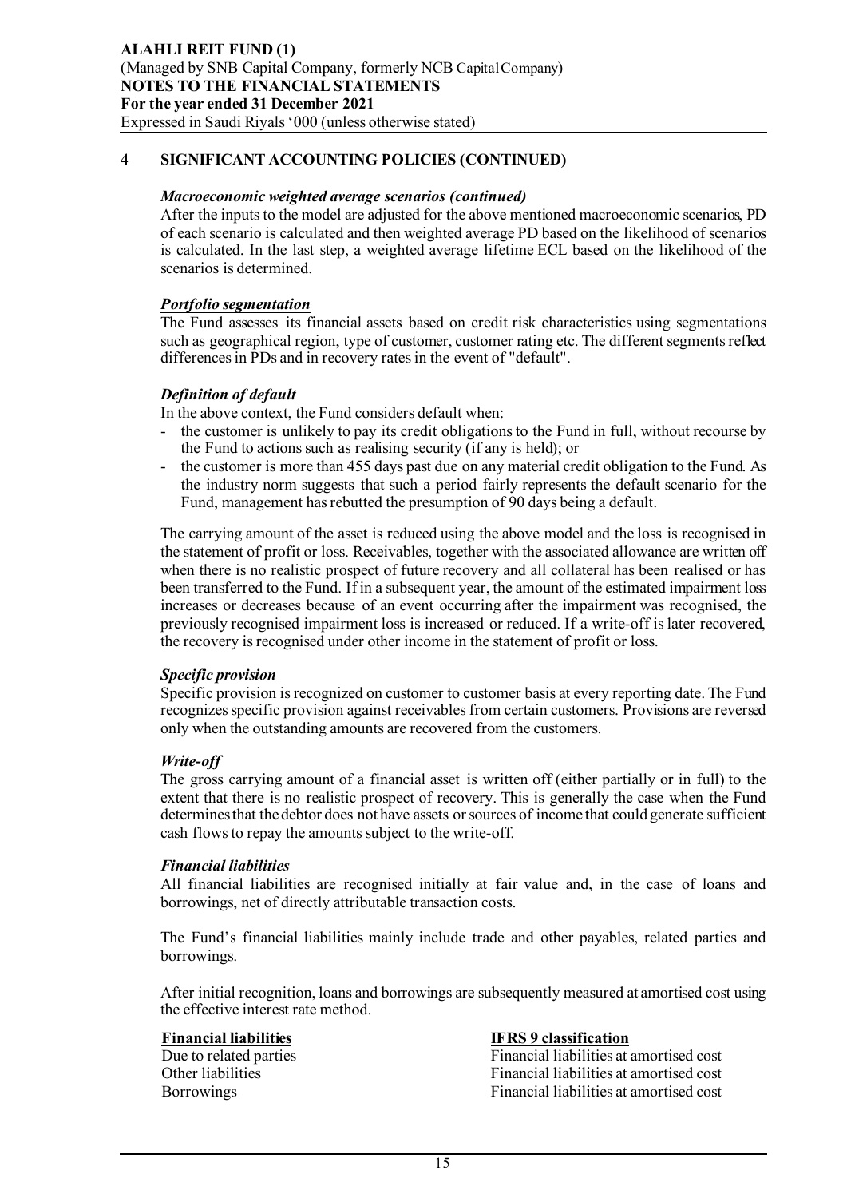## 4 SIGNIFICANT ACCOUNTING POLICIES (CONTINUED)

### *Macroeconomic weighted average scenarios (continued)*

After the inputs to the model are adjusted for the above mentioned macroeconomic scenarios, PD of each scenario is calculated and then weighted average PD based on the likelihood of scenarios is calculated. In the last step, a weighted average lifetime ECL based on the likelihood of the scenarios is determined.

### ***Portfolio segmentation***

The Fund assesses its financial assets based on credit risk characteristics using segmentations such as geographical region, type of customer, customer rating etc. The different segments reflect differences in PDs and in recovery rates in the event of "default".

### *Definition of default*

In the above context, the Fund considers default when:

- the customer is unlikely to pay its credit obligations to the Fund in full, without recourse by the Fund to actions such as realising security (if any is held); or
- the customer is more than 455 days past due on any material credit obligation to the Fund. As the industry norm suggests that such a period fairly represents the default scenario for the Fund, management has rebutted the presumption of 90 days being a default.

The carrying amount of the asset is reduced using the above model and the loss is recognised in the statement of profit or loss. Receivables, together with the associated allowance are written off when there is no realistic prospect of future recovery and all collateral has been realised or has been transferred to the Fund. If in a subsequent year, the amount of the estimated impairment loss increases or decreases because of an event occurring after the impairment was recognised, the previously recognised impairment loss is increased or reduced. If a write-off is later recovered, the recovery is recognised under other income in the statement of profit or loss.

### *Specific provision*

Specific provision is recognized on customer to customer basis at every reporting date. The Fund recognizes specific provision against receivables from certain customers. Provisions are reversed only when the outstanding amounts are recovered from the customers.

### *Write-off*

The gross carrying amount of a financial asset is written off (either partially or in full) to the extent that there is no realistic prospect of recovery. This is generally the case when the Fund determines that the debtor does not have assets or sources of income that could generate sufficient cash flows to repay the amounts subject to the write-off.

### *Financial liabilities*

All financial liabilities are recognised initially at fair value and, in the case of loans and borrowings, net of directly attributable transaction costs.

The Fund's financial liabilities mainly include trade and other payables, related parties and borrowings.

After initial recognition, loans and borrowings are subsequently measured at amortised cost using the effective interest rate method.

| Financial liabilities | IFRS 9 classification |
|---|---|
| Due to related parties | Financial liabilities at amortised cost |
| Other liabilities | Financial liabilities at amortised cost |
| Borrowings | Financial liabilities at amortised cost |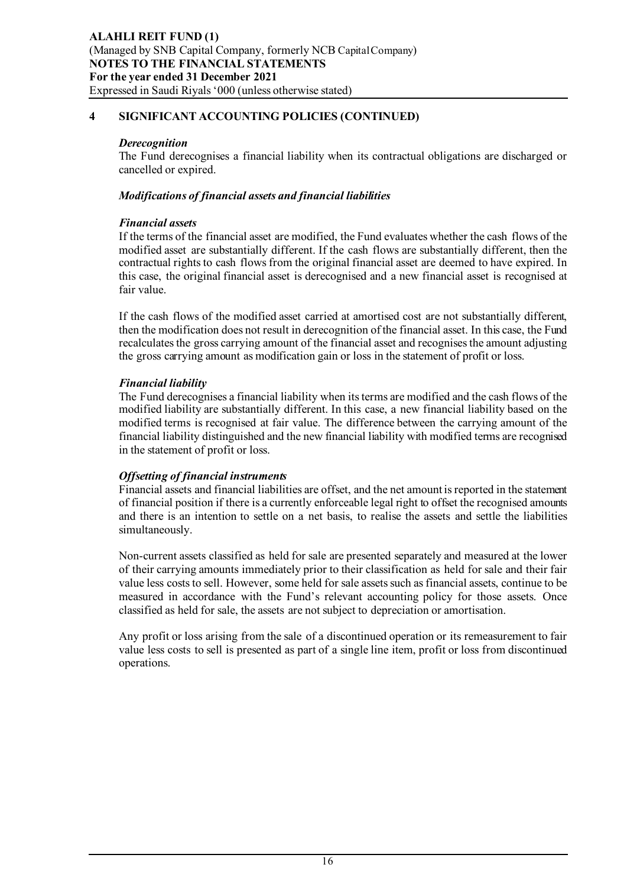## 4 SIGNIFICANT ACCOUNTING POLICIES (CONTINUED)

***Derecognition***

The Fund derecognises a financial liability when its contractual obligations are discharged or cancelled or expired.

***Modifications of financial assets and financial liabilities***

***Financial assets***

If the terms of the financial asset are modified, the Fund evaluates whether the cash flows of the modified asset are substantially different. If the cash flows are substantially different, then the contractual rights to cash flows from the original financial asset are deemed to have expired. In this case, the original financial asset is derecognised and a new financial asset is recognised at fair value.

If the cash flows of the modified asset carried at amortised cost are not substantially different, then the modification does not result in derecognition of the financial asset. In this case, the Fund recalculates the gross carrying amount of the financial asset and recognises the amount adjusting the gross carrying amount as modification gain or loss in the statement of profit or loss.

***Financial liability***

The Fund derecognises a financial liability when its terms are modified and the cash flows of the modified liability are substantially different. In this case, a new financial liability based on the modified terms is recognised at fair value. The difference between the carrying amount of the financial liability distinguished and the new financial liability with modified terms are recognised in the statement of profit or loss.

***Offsetting of financial instruments***

Financial assets and financial liabilities are offset, and the net amount is reported in the statement of financial position if there is a currently enforceable legal right to offset the recognised amounts and there is an intention to settle on a net basis, to realise the assets and settle the liabilities simultaneously.

Non-current assets classified as held for sale are presented separately and measured at the lower of their carrying amounts immediately prior to their classification as held for sale and their fair value less costs to sell. However, some held for sale assets such as financial assets, continue to be measured in accordance with the Fund's relevant accounting policy for those assets. Once classified as held for sale, the assets are not subject to depreciation or amortisation.

Any profit or loss arising from the sale of a discontinued operation or its remeasurement to fair value less costs to sell is presented as part of a single line item, profit or loss from discontinued operations.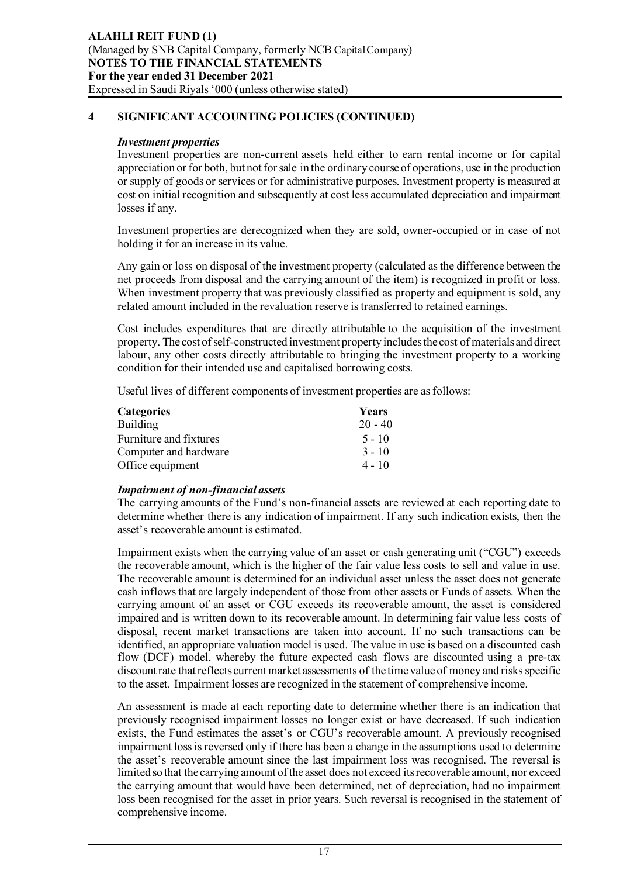## 4 SIGNIFICANT ACCOUNTING POLICIES (CONTINUED)

***Investment properties***

Investment properties are non-current assets held either to earn rental income or for capital appreciation or for both, but not for sale in the ordinary course of operations, use in the production or supply of goods or services or for administrative purposes. Investment property is measured at cost on initial recognition and subsequently at cost less accumulated depreciation and impairment losses if any.

Investment properties are derecognized when they are sold, owner-occupied or in case of not holding it for an increase in its value.

Any gain or loss on disposal of the investment property (calculated as the difference between the net proceeds from disposal and the carrying amount of the item) is recognized in profit or loss. When investment property that was previously classified as property and equipment is sold, any related amount included in the revaluation reserve is transferred to retained earnings.

Cost includes expenditures that are directly attributable to the acquisition of the investment property. The cost of self-constructed investment property includes the cost of materials and direct labour, any other costs directly attributable to bringing the investment property to a working condition for their intended use and capitalised borrowing costs.

Useful lives of different components of investment properties are as follows:

| Categories | Years |
|---|---|
| Building | 20 - 40 |
| Furniture and fixtures | 5 - 10 |
| Computer and hardware | 3 - 10 |
| Office equipment | 4 - 10 |

***Impairment of non-financial assets***

The carrying amounts of the Fund's non-financial assets are reviewed at each reporting date to determine whether there is any indication of impairment. If any such indication exists, then the asset's recoverable amount is estimated.

Impairment exists when the carrying value of an asset or cash generating unit ("CGU") exceeds the recoverable amount, which is the higher of the fair value less costs to sell and value in use. The recoverable amount is determined for an individual asset unless the asset does not generate cash inflows that are largely independent of those from other assets or Funds of assets. When the carrying amount of an asset or CGU exceeds its recoverable amount, the asset is considered impaired and is written down to its recoverable amount. In determining fair value less costs of disposal, recent market transactions are taken into account. If no such transactions can be identified, an appropriate valuation model is used. The value in use is based on a discounted cash flow (DCF) model, whereby the future expected cash flows are discounted using a pre-tax discount rate that reflects current market assessments of the time value of money and risks specific to the asset. Impairment losses are recognized in the statement of comprehensive income.

An assessment is made at each reporting date to determine whether there is an indication that previously recognised impairment losses no longer exist or have decreased. If such indication exists, the Fund estimates the asset's or CGU's recoverable amount. A previously recognised impairment loss is reversed only if there has been a change in the assumptions used to determine the asset's recoverable amount since the last impairment loss was recognised. The reversal is limited so that the carrying amount of the asset does not exceed its recoverable amount, nor exceed the carrying amount that would have been determined, net of depreciation, had no impairment loss been recognised for the asset in prior years. Such reversal is recognised in the statement of comprehensive income.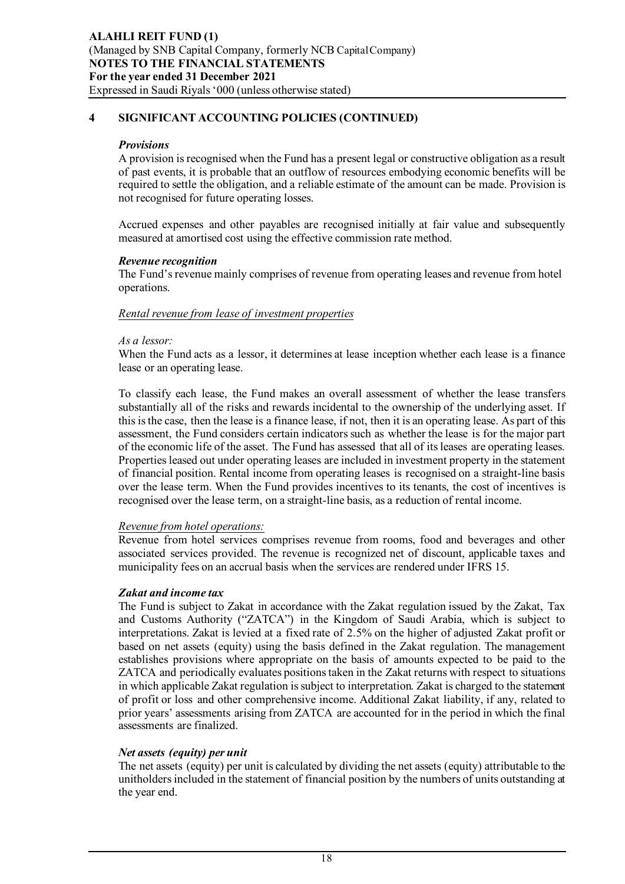## 4 SIGNIFICANT ACCOUNTING POLICIES (CONTINUED)

***Provisions***

A provision is recognised when the Fund has a present legal or constructive obligation as a result of past events, it is probable that an outflow of resources embodying economic benefits will be required to settle the obligation, and a reliable estimate of the amount can be made. Provision is not recognised for future operating losses.

Accrued expenses and other payables are recognised initially at fair value and subsequently measured at amortised cost using the effective commission rate method.

***Revenue recognition***

The Fund's revenue mainly comprises of revenue from operating leases and revenue from hotel operations.

*Rental revenue from lease of investment properties*

*As a lessor:*

When the Fund acts as a lessor, it determines at lease inception whether each lease is a finance lease or an operating lease.

To classify each lease, the Fund makes an overall assessment of whether the lease transfers substantially all of the risks and rewards incidental to the ownership of the underlying asset. If this is the case, then the lease is a finance lease, if not, then it is an operating lease. As part of this assessment, the Fund considers certain indicators such as whether the lease is for the major part of the economic life of the asset. The Fund has assessed that all of its leases are operating leases. Properties leased out under operating leases are included in investment property in the statement of financial position. Rental income from operating leases is recognised on a straight-line basis over the lease term. When the Fund provides incentives to its tenants, the cost of incentives is recognised over the lease term, on a straight-line basis, as a reduction of rental income.

*Revenue from hotel operations:*

Revenue from hotel services comprises revenue from rooms, food and beverages and other associated services provided. The revenue is recognized net of discount, applicable taxes and municipality fees on an accrual basis when the services are rendered under IFRS 15.

***Zakat and income tax***

The Fund is subject to Zakat in accordance with the Zakat regulation issued by the Zakat, Tax and Customs Authority ("ZATCA") in the Kingdom of Saudi Arabia, which is subject to interpretations. Zakat is levied at a fixed rate of 2.5% on the higher of adjusted Zakat profit or based on net assets (equity) using the basis defined in the Zakat regulation. The management establishes provisions where appropriate on the basis of amounts expected to be paid to the ZATCA and periodically evaluates positions taken in the Zakat returns with respect to situations in which applicable Zakat regulation is subject to interpretation. Zakat is charged to the statement of profit or loss and other comprehensive income. Additional Zakat liability, if any, related to prior years' assessments arising from ZATCA are accounted for in the period in which the final assessments are finalized.

***Net assets (equity) per unit***

The net assets (equity) per unit is calculated by dividing the net assets (equity) attributable to the unitholders included in the statement of financial position by the numbers of units outstanding at the year end.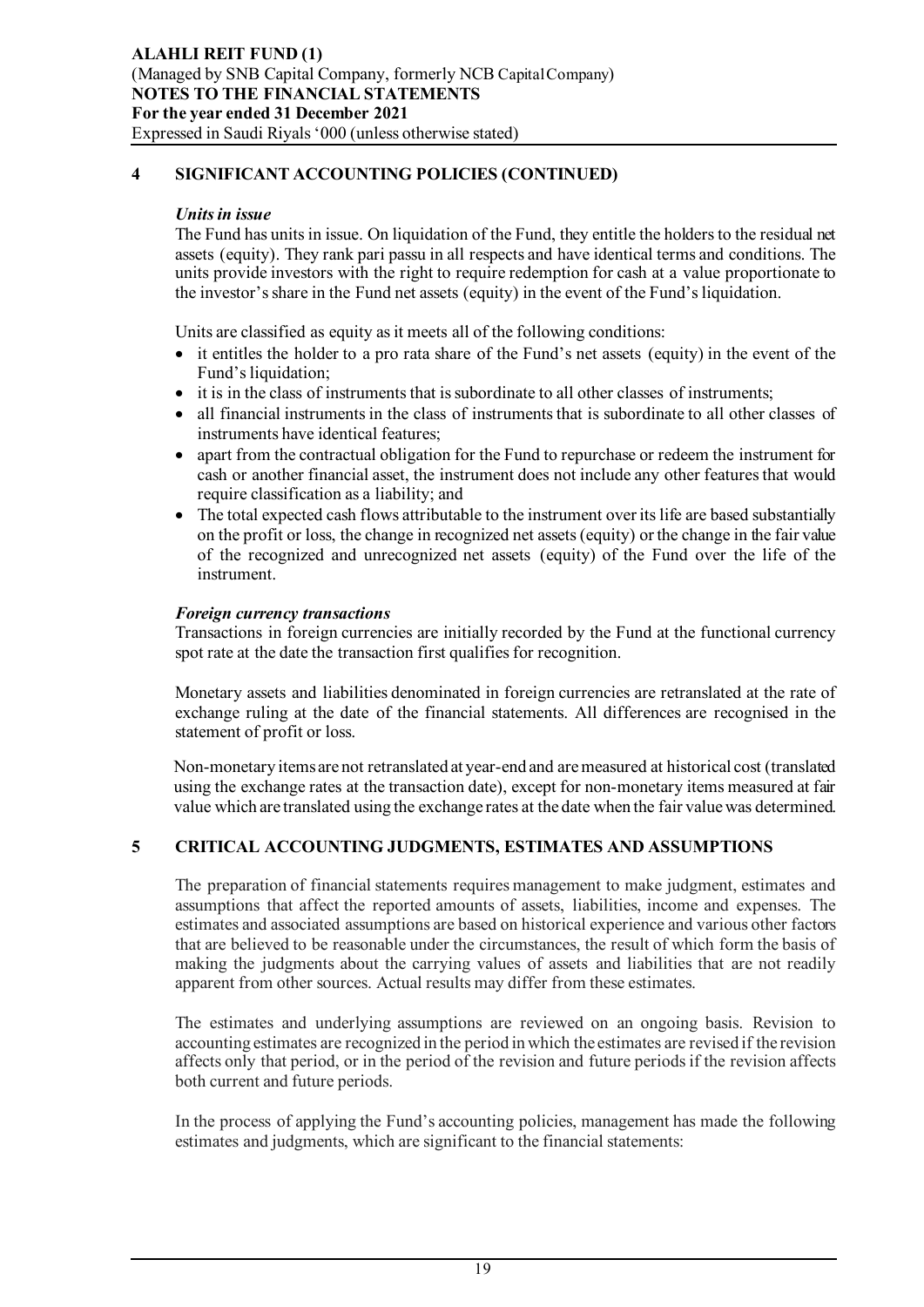## 4 SIGNIFICANT ACCOUNTING POLICIES (CONTINUED)

### *Units in issue*

The Fund has units in issue. On liquidation of the Fund, they entitle the holders to the residual net assets (equity). They rank pari passu in all respects and have identical terms and conditions. The units provide investors with the right to require redemption for cash at a value proportionate to the investor's share in the Fund net assets (equity) in the event of the Fund's liquidation.

Units are classified as equity as it meets all of the following conditions:

- it entitles the holder to a pro rata share of the Fund's net assets (equity) in the event of the Fund's liquidation;
- it is in the class of instruments that is subordinate to all other classes of instruments;
- all financial instruments in the class of instruments that is subordinate to all other classes of instruments have identical features;
- apart from the contractual obligation for the Fund to repurchase or redeem the instrument for cash or another financial asset, the instrument does not include any other features that would require classification as a liability; and
- The total expected cash flows attributable to the instrument over its life are based substantially on the profit or loss, the change in recognized net assets (equity) or the change in the fair value of the recognized and unrecognized net assets (equity) of the Fund over the life of the instrument.

### *Foreign currency transactions*

Transactions in foreign currencies are initially recorded by the Fund at the functional currency spot rate at the date the transaction first qualifies for recognition.

Monetary assets and liabilities denominated in foreign currencies are retranslated at the rate of exchange ruling at the date of the financial statements. All differences are recognised in the statement of profit or loss.

Non-monetary items are not retranslated at year-end and are measured at historical cost (translated using the exchange rates at the transaction date), except for non-monetary items measured at fair value which are translated using the exchange rates at the date when the fair value was determined.

## 5 CRITICAL ACCOUNTING JUDGMENTS, ESTIMATES AND ASSUMPTIONS

The preparation of financial statements requires management to make judgment, estimates and assumptions that affect the reported amounts of assets, liabilities, income and expenses. The estimates and associated assumptions are based on historical experience and various other factors that are believed to be reasonable under the circumstances, the result of which form the basis of making the judgments about the carrying values of assets and liabilities that are not readily apparent from other sources. Actual results may differ from these estimates.

The estimates and underlying assumptions are reviewed on an ongoing basis. Revision to accounting estimates are recognized in the period in which the estimates are revised if the revision affects only that period, or in the period of the revision and future periods if the revision affects both current and future periods.

In the process of applying the Fund's accounting policies, management has made the following estimates and judgments, which are significant to the financial statements: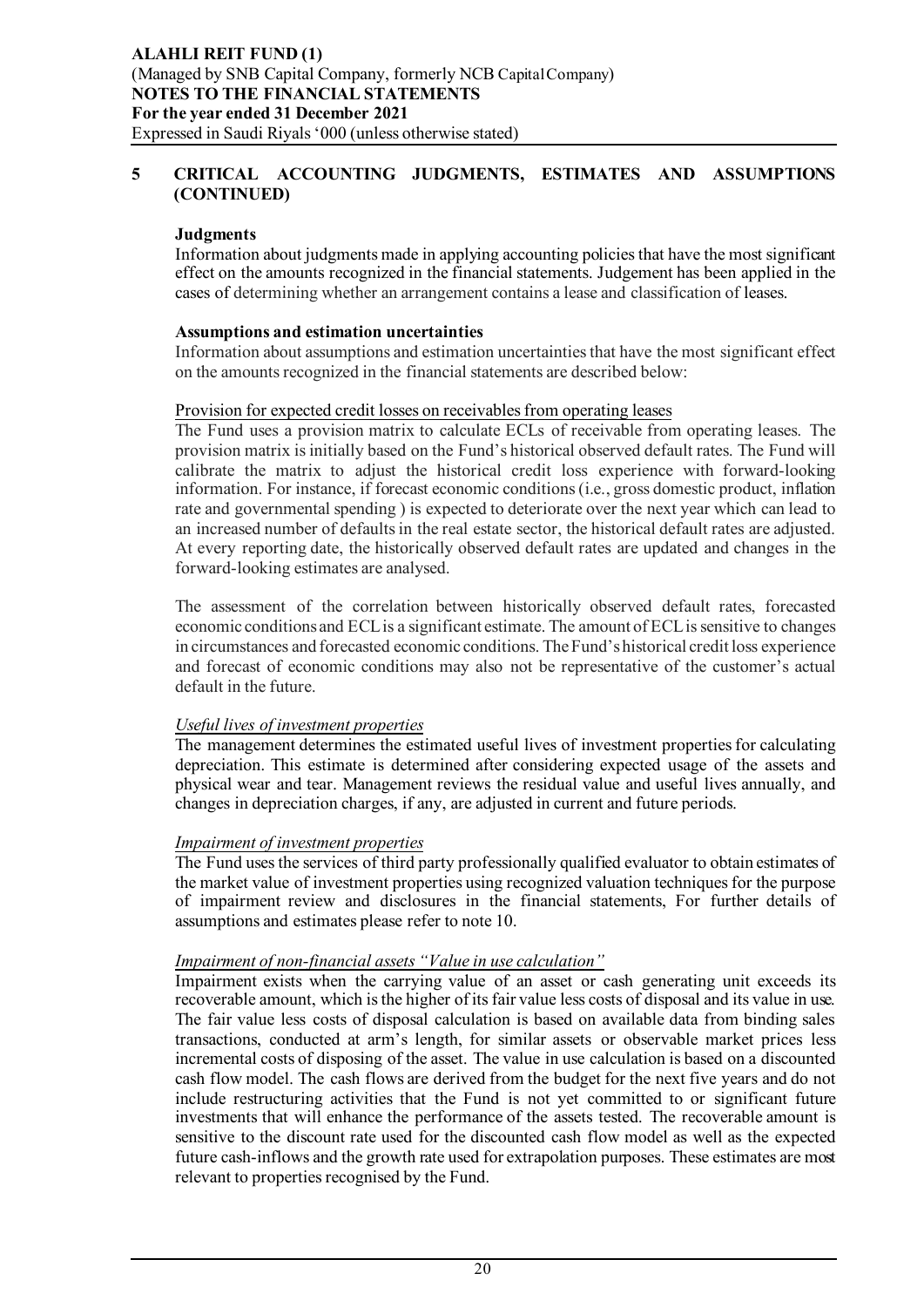## 5 CRITICAL ACCOUNTING JUDGMENTS, ESTIMATES AND ASSUMPTIONS (CONTINUED)

### Judgments

Information about judgments made in applying accounting policies that have the most significant effect on the amounts recognized in the financial statements. Judgement has been applied in the cases of determining whether an arrangement contains a lease and classification of leases.

### Assumptions and estimation uncertainties

Information about assumptions and estimation uncertainties that have the most significant effect on the amounts recognized in the financial statements are described below:

Provision for expected credit losses on receivables from operating leases

The Fund uses a provision matrix to calculate ECLs of receivable from operating leases. The provision matrix is initially based on the Fund's historical observed default rates. The Fund will calibrate the matrix to adjust the historical credit loss experience with forward-looking information. For instance, if forecast economic conditions (i.e., gross domestic product, inflation rate and governmental spending ) is expected to deteriorate over the next year which can lead to an increased number of defaults in the real estate sector, the historical default rates are adjusted. At every reporting date, the historically observed default rates are updated and changes in the forward-looking estimates are analysed.

The assessment of the correlation between historically observed default rates, forecasted economic conditions and ECL is a significant estimate. The amount of ECL is sensitive to changes in circumstances and forecasted economic conditions. The Fund's historical credit loss experience and forecast of economic conditions may also not be representative of the customer's actual default in the future.

*Useful lives of investment properties*

The management determines the estimated useful lives of investment properties for calculating depreciation. This estimate is determined after considering expected usage of the assets and physical wear and tear. Management reviews the residual value and useful lives annually, and changes in depreciation charges, if any, are adjusted in current and future periods.

*Impairment of investment properties*

The Fund uses the services of third party professionally qualified evaluator to obtain estimates of the market value of investment properties using recognized valuation techniques for the purpose of impairment review and disclosures in the financial statements, For further details of assumptions and estimates please refer to note 10.

*Impairment of non-financial assets "Value in use calculation"*

Impairment exists when the carrying value of an asset or cash generating unit exceeds its recoverable amount, which is the higher of its fair value less costs of disposal and its value in use. The fair value less costs of disposal calculation is based on available data from binding sales transactions, conducted at arm's length, for similar assets or observable market prices less incremental costs of disposing of the asset. The value in use calculation is based on a discounted cash flow model. The cash flows are derived from the budget for the next five years and do not include restructuring activities that the Fund is not yet committed to or significant future investments that will enhance the performance of the assets tested. The recoverable amount is sensitive to the discount rate used for the discounted cash flow model as well as the expected future cash-inflows and the growth rate used for extrapolation purposes. These estimates are most relevant to properties recognised by the Fund.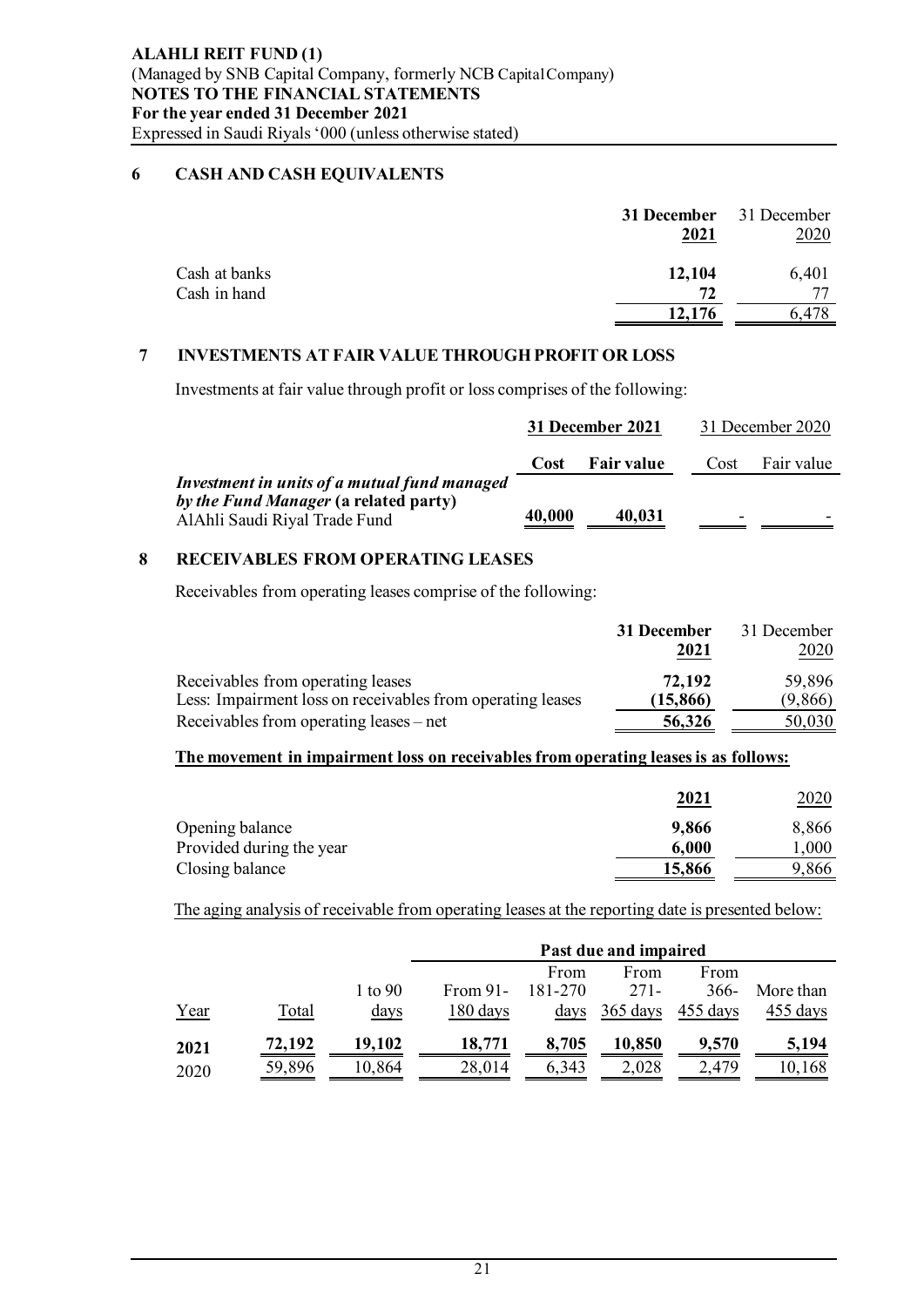**ALAHLI REIT FUND (1)**
(Managed by SNB Capital Company, formerly NCB Capital Company)
**NOTES TO THE FINANCIAL STATEMENTS**
**For the year ended 31 December 2021**
Expressed in Saudi Riyals '000 (unless otherwise stated)

## 6 CASH AND CASH EQUIVALENTS

| | 31 December 2021 | 31 December 2020 |
|---|---|---|
| Cash at banks | **12,104** | 6,401 |
| Cash in hand | **72** | 77 |
| | **12,176** | 6,478 |

## 7 INVESTMENTS AT FAIR VALUE THROUGH PROFIT OR LOSS

Investments at fair value through profit or loss comprises of the following:

| | 31 December 2021 | | 31 December 2020 | |
|---|---|---|---|---|
| | **Cost** | **Fair value** | Cost | Fair value |
| ***Investment in units of a mutual fund managed by the Fund Manager* (a related party)** | | | | |
| AlAhli Saudi Riyal Trade Fund | **40,000** | **40,031** | - | - |

## 8 RECEIVABLES FROM OPERATING LEASES

Receivables from operating leases comprise of the following:

| | 31 December 2021 | 31 December 2020 |
|---|---|---|
| Receivables from operating leases | **72,192** | 59,896 |
| Less: Impairment loss on receivables from operating leases | **(15,866)** | (9,866) |
| Receivables from operating leases – net | **56,326** | 50,030 |

**The movement in impairment loss on receivables from operating leases is as follows:**

| | 2021 | 2020 |
|---|---|---|
| Opening balance | **9,866** | 8,866 |
| Provided during the year | **6,000** | 1,000 |
| Closing balance | **15,866** | 9,866 |

The aging analysis of receivable from operating leases at the reporting date is presented below:

| | | | Past due and impaired | | | | |
|---|---|---|---|---|---|---|---|
| Year | Total | 1 to 90 days | From 91-180 days | From 181-270 days | From 271-365 days | From 366-455 days | More than 455 days |
| **2021** | **72,192** | **19,102** | **18,771** | **8,705** | **10,850** | **9,570** | **5,194** |
| 2020 | 59,896 | 10,864 | 28,014 | 6,343 | 2,028 | 2,479 | 10,168 |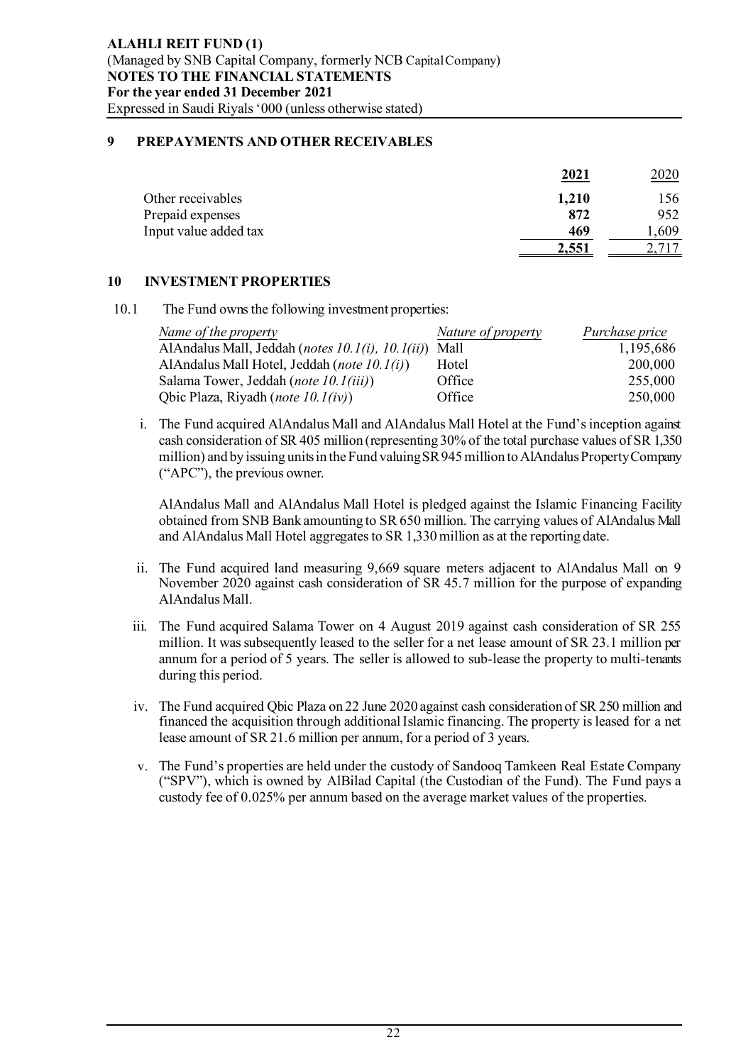## 9 PREPAYMENTS AND OTHER RECEIVABLES

| | 2021 | 2020 |
|---|---|---|
| Other receivables | **1,210** | 156 |
| Prepaid expenses | **872** | 952 |
| Input value added tax | **469** | 1,609 |
| | **2,551** | 2,717 |

## 10 INVESTMENT PROPERTIES

10.1 The Fund owns the following investment properties:

| *Name of the property* | *Nature of property* | *Purchase price* |
|---|---|---|
| AlAndalus Mall, Jeddah (*notes 10.1(i), 10.1(ii)*) | Mall | 1,195,686 |
| AlAndalus Mall Hotel, Jeddah (*note 10.1(i)*) | Hotel | 200,000 |
| Salama Tower, Jeddah (*note 10.1(iii)*) | Office | 255,000 |
| Qbic Plaza, Riyadh (*note 10.1(iv)*) | Office | 250,000 |

i. The Fund acquired AlAndalus Mall and AlAndalus Mall Hotel at the Fund's inception against cash consideration of SR 405 million (representing 30% of the total purchase values of SR 1,350 million) and by issuing units in the Fund valuing SR 945 million to AlAndalus Property Company ("APC"), the previous owner.

   AlAndalus Mall and AlAndalus Mall Hotel is pledged against the Islamic Financing Facility obtained from SNB Bank amounting to SR 650 million. The carrying values of AlAndalus Mall and AlAndalus Mall Hotel aggregates to SR 1,330 million as at the reporting date.

ii. The Fund acquired land measuring 9,669 square meters adjacent to AlAndalus Mall on 9 November 2020 against cash consideration of SR 45.7 million for the purpose of expanding AlAndalus Mall.

iii. The Fund acquired Salama Tower on 4 August 2019 against cash consideration of SR 255 million. It was subsequently leased to the seller for a net lease amount of SR 23.1 million per annum for a period of 5 years. The seller is allowed to sub-lease the property to multi-tenants during this period.

iv. The Fund acquired Qbic Plaza on 22 June 2020 against cash consideration of SR 250 million and financed the acquisition through additional Islamic financing. The property is leased for a net lease amount of SR 21.6 million per annum, for a period of 3 years.

v. The Fund's properties are held under the custody of Sandooq Tamkeen Real Estate Company ("SPV"), which is owned by AlBilad Capital (the Custodian of the Fund). The Fund pays a custody fee of 0.025% per annum based on the average market values of the properties.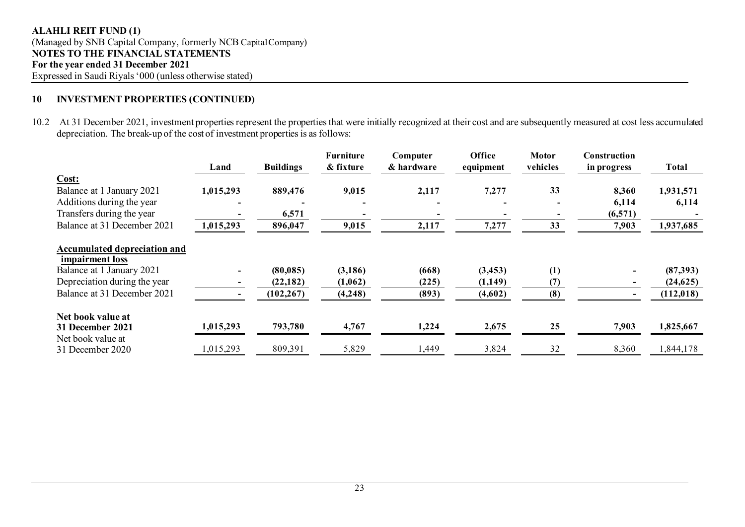**ALAHLI REIT FUND (1)**
(Managed by SNB Capital Company, formerly NCB Capital Company)
**NOTES TO THE FINANCIAL STATEMENTS**
**For the year ended 31 December 2021**
Expressed in Saudi Riyals '000 (unless otherwise stated)

## 10 INVESTMENT PROPERTIES (CONTINUED)

10.2 At 31 December 2021, investment properties represent the properties that were initially recognized at their cost and are subsequently measured at cost less accumulated depreciation. The break-up of the cost of investment properties is as follows:

| | Land | Buildings | Furniture & fixture | Computer & hardware | Office equipment | Motor vehicles | Construction in progress | Total |
|---|---|---|---|---|---|---|---|---|
| **Cost:** | | | | | | | | |
| Balance at 1 January 2021 | **1,015,293** | **889,476** | **9,015** | **2,117** | **7,277** | **33** | **8,360** | **1,931,571** |
| Additions during the year | - | - | - | - | - | - | **6,114** | **6,114** |
| Transfers during the year | - | **6,571** | - | - | - | - | **(6,571)** | - |
| Balance at 31 December 2021 | **1,015,293** | **896,047** | **9,015** | **2,117** | **7,277** | **33** | **7,903** | **1,937,685** |
| **Accumulated depreciation and impairment loss** | | | | | | | | |
| Balance at 1 January 2021 | - | **(80,085)** | **(3,186)** | **(668)** | **(3,453)** | **(1)** | - | **(87,393)** |
| Depreciation during the year | - | **(22,182)** | **(1,062)** | **(225)** | **(1,149)** | **(7)** | - | **(24,625)** |
| Balance at 31 December 2021 | - | **(102,267)** | **(4,248)** | **(893)** | **(4,602)** | **(8)** | - | **(112,018)** |
| **Net book value at 31 December 2021** | **1,015,293** | **793,780** | **4,767** | **1,224** | **2,675** | **25** | **7,903** | **1,825,667** |
| Net book value at 31 December 2020 | 1,015,293 | 809,391 | 5,829 | 1,449 | 3,824 | 32 | 8,360 | 1,844,178 |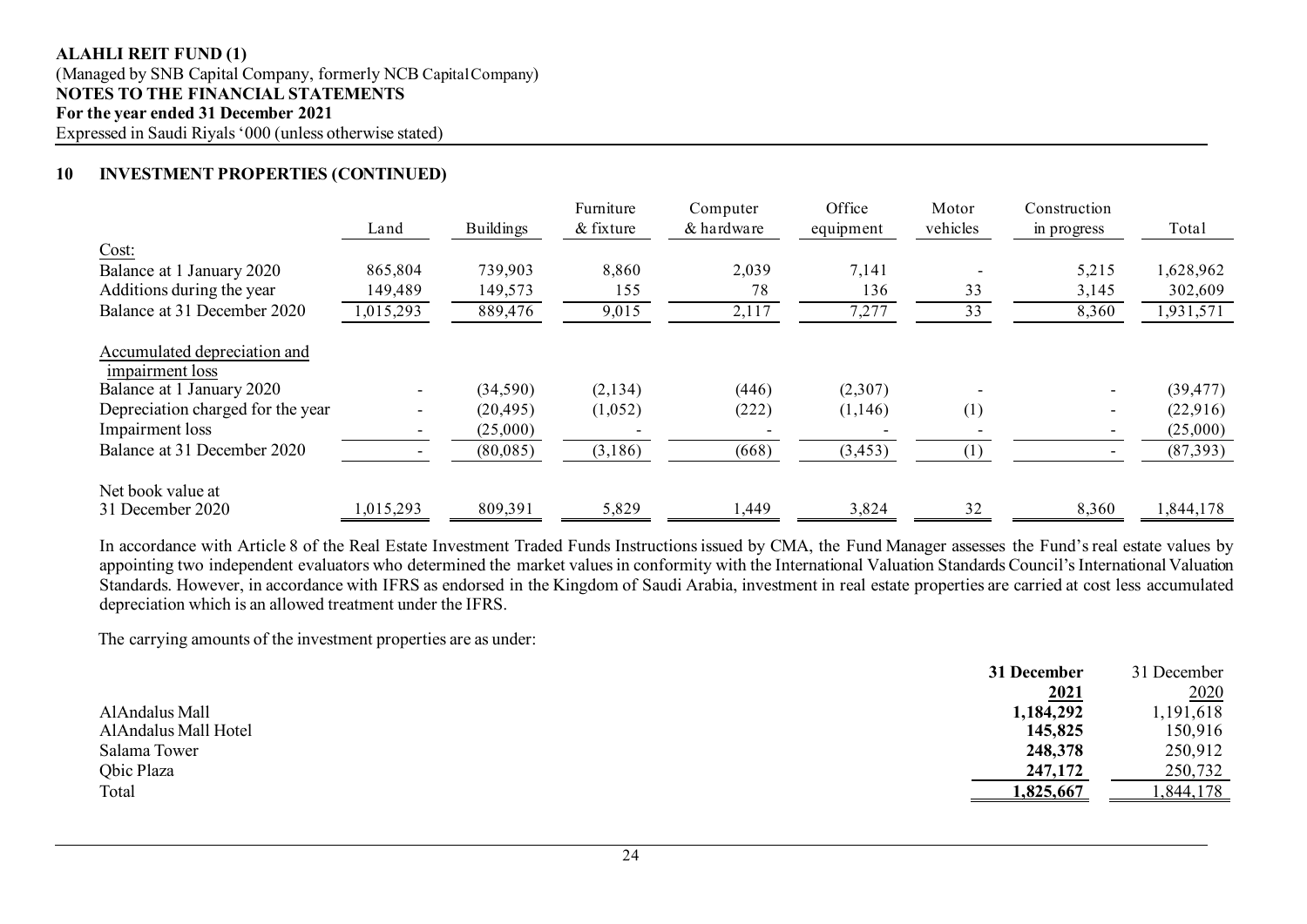**ALAHLI REIT FUND (1)**
(Managed by SNB Capital Company, formerly NCB Capital Company)
**NOTES TO THE FINANCIAL STATEMENTS**
**For the year ended 31 December 2021**
Expressed in Saudi Riyals '000 (unless otherwise stated)

## 10 INVESTMENT PROPERTIES (CONTINUED)

| | Land | Buildings | Furniture & fixture | Computer & hardware | Office equipment | Motor vehicles | Construction in progress | Total |
|---|---|---|---|---|---|---|---|---|
| Cost: | | | | | | | | |
| Balance at 1 January 2020 | 865,804 | 739,903 | 8,860 | 2,039 | 7,141 | - | 5,215 | 1,628,962 |
| Additions during the year | 149,489 | 149,573 | 155 | 78 | 136 | 33 | 3,145 | 302,609 |
| Balance at 31 December 2020 | 1,015,293 | 889,476 | 9,015 | 2,117 | 7,277 | 33 | 8,360 | 1,931,571 |
| Accumulated depreciation and impairment loss | | | | | | | | |
| Balance at 1 January 2020 | - | (34,590) | (2,134) | (446) | (2,307) | - | - | (39,477) |
| Depreciation charged for the year | - | (20,495) | (1,052) | (222) | (1,146) | (1) | - | (22,916) |
| Impairment loss | - | (25,000) | - | - | - | - | - | (25,000) |
| Balance at 31 December 2020 | - | (80,085) | (3,186) | (668) | (3,453) | (1) | - | (87,393) |
| Net book value at 31 December 2020 | 1,015,293 | 809,391 | 5,829 | 1,449 | 3,824 | 32 | 8,360 | 1,844,178 |

In accordance with Article 8 of the Real Estate Investment Traded Funds Instructions issued by CMA, the Fund Manager assesses the Fund's real estate values by appointing two independent evaluators who determined the market values in conformity with the International Valuation Standards Council's International Valuation Standards. However, in accordance with IFRS as endorsed in the Kingdom of Saudi Arabia, investment in real estate properties are carried at cost less accumulated depreciation which is an allowed treatment under the IFRS.

The carrying amounts of the investment properties are as under:

| | **31 December 2021** | 31 December 2020 |
|---|---|---|
| AlAndalus Mall | **1,184,292** | 1,191,618 |
| AlAndalus Mall Hotel | **145,825** | 150,916 |
| Salama Tower | **248,378** | 250,912 |
| Qbic Plaza | **247,172** | 250,732 |
| Total | **1,825,667** | 1,844,178 |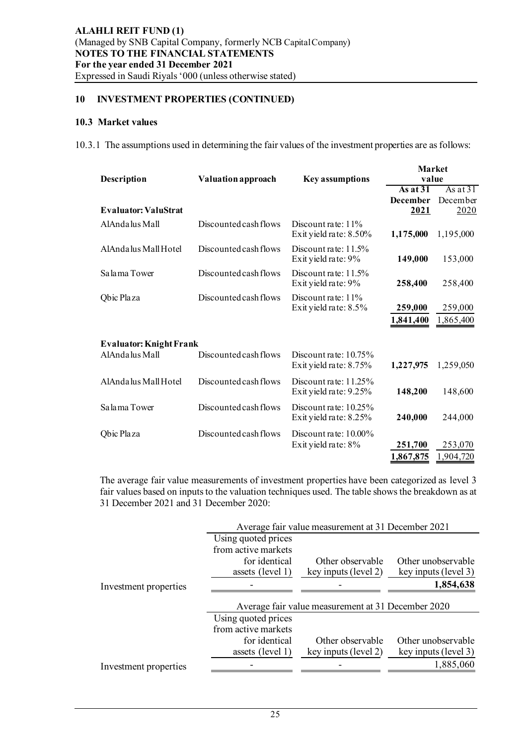## 10 INVESTMENT PROPERTIES (CONTINUED)

### 10.3 Market values

10.3.1 The assumptions used in determining the fair values of the investment properties are as follows:

| Description | Valuation approach | Key assumptions | Market value | |
|---|---|---|---|---|
| | | | **As at 31 December 2021** | As at 31 December 2020 |
| **Evaluator: ValuStrat** | | | | |
| AlAndalus Mall | Discounted cash flows | Discount rate: 11%<br>Exit yield rate: 8.50% | **1,175,000** | 1,195,000 |
| AlAndalus Mall Hotel | Discounted cash flows | Discount rate: 11.5%<br>Exit yield rate: 9% | **149,000** | 153,000 |
| Salama Tower | Discounted cash flows | Discount rate: 11.5%<br>Exit yield rate: 9% | **258,400** | 258,400 |
| Qbic Plaza | Discounted cash flows | Discount rate: 11%<br>Exit yield rate: 8.5% | **259,000** | 259,000 |
| | | | **1,841,400** | 1,865,400 |
| **Evaluator: Knight Frank** | | | | |
| AlAndalus Mall | Discounted cash flows | Discount rate: 10.75%<br>Exit yield rate: 8.75% | **1,227,975** | 1,259,050 |
| AlAndalus Mall Hotel | Discounted cash flows | Discount rate: 11.25%<br>Exit yield rate: 9.25% | **148,200** | 148,600 |
| Salama Tower | Discounted cash flows | Discount rate: 10.25%<br>Exit yield rate: 8.25% | **240,000** | 244,000 |
| Qbic Plaza | Discounted cash flows | Discount rate: 10.00%<br>Exit yield rate: 8% | **251,700** | 253,070 |
| | | | **1,867,875** | 1,904,720 |

The average fair value measurements of investment properties have been categorized as level 3 fair values based on inputs to the valuation techniques used. The table shows the breakdown as at 31 December 2021 and 31 December 2020:

| | Average fair value measurement at 31 December 2021 | | |
|---|---|---|---|
| | Using quoted prices from active markets for identical assets (level 1) | Other observable key inputs (level 2) | Other unobservable key inputs (level 3) |
| Investment properties | - | - | **1,854,638** |

| | Average fair value measurement at 31 December 2020 | | |
|---|---|---|---|
| | Using quoted prices from active markets for identical assets (level 1) | Other observable key inputs (level 2) | Other unobservable key inputs (level 3) |
| Investment properties | - | - | 1,885,060 |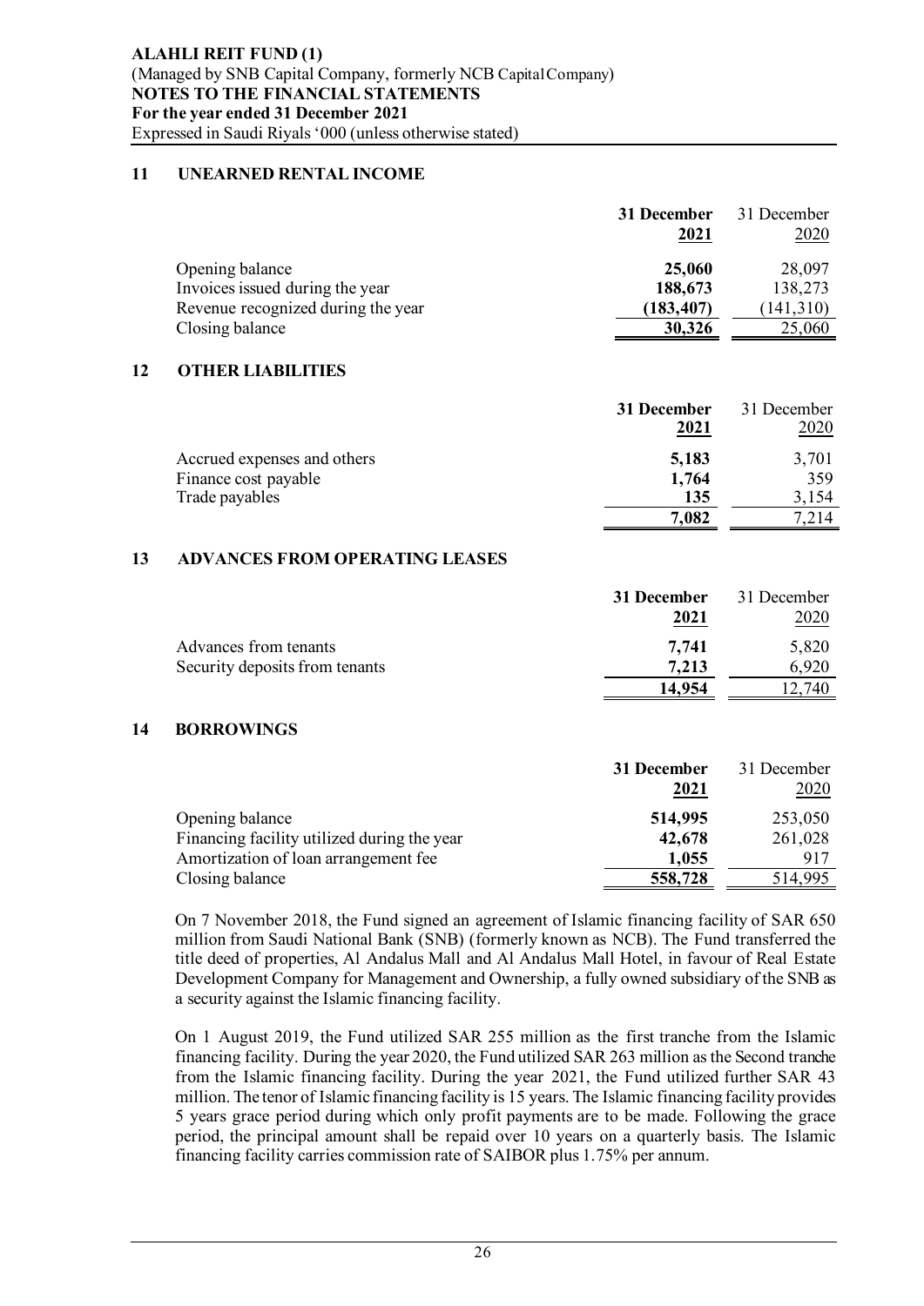## 11 UNEARNED RENTAL INCOME

| | 31 December 2021 | 31 December 2020 |
|---|---|---|
| Opening balance | **25,060** | 28,097 |
| Invoices issued during the year | **188,673** | 138,273 |
| Revenue recognized during the year | **(183,407)** | (141,310) |
| Closing balance | **30,326** | 25,060 |

## 12 OTHER LIABILITIES

| | 31 December 2021 | 31 December 2020 |
|---|---|---|
| Accrued expenses and others | **5,183** | 3,701 |
| Finance cost payable | **1,764** | 359 |
| Trade payables | **135** | 3,154 |
| | **7,082** | 7,214 |

## 13 ADVANCES FROM OPERATING LEASES

| | 31 December 2021 | 31 December 2020 |
|---|---|---|
| Advances from tenants | **7,741** | 5,820 |
| Security deposits from tenants | **7,213** | 6,920 |
| | **14,954** | 12,740 |

## 14 BORROWINGS

| | 31 December 2021 | 31 December 2020 |
|---|---|---|
| Opening balance | **514,995** | 253,050 |
| Financing facility utilized during the year | **42,678** | 261,028 |
| Amortization of loan arrangement fee | **1,055** | 917 |
| Closing balance | **558,728** | 514,995 |

On 7 November 2018, the Fund signed an agreement of Islamic financing facility of SAR 650 million from Saudi National Bank (SNB) (formerly known as NCB). The Fund transferred the title deed of properties, Al Andalus Mall and Al Andalus Mall Hotel, in favour of Real Estate Development Company for Management and Ownership, a fully owned subsidiary of the SNB as a security against the Islamic financing facility.

On 1 August 2019, the Fund utilized SAR 255 million as the first tranche from the Islamic financing facility. During the year 2020, the Fund utilized SAR 263 million as the Second tranche from the Islamic financing facility. During the year 2021, the Fund utilized further SAR 43 million. The tenor of Islamic financing facility is 15 years. The Islamic financing facility provides 5 years grace period during which only profit payments are to be made. Following the grace period, the principal amount shall be repaid over 10 years on a quarterly basis. The Islamic financing facility carries commission rate of SAIBOR plus 1.75% per annum.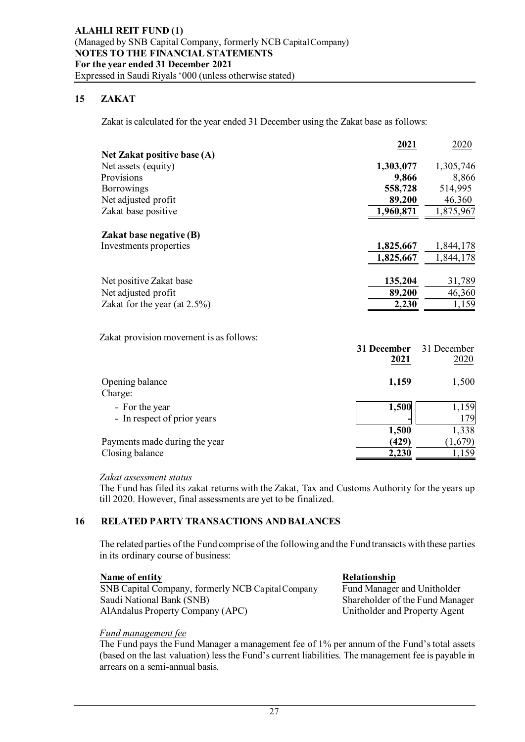## 15 ZAKAT

Zakat is calculated for the year ended 31 December using the Zakat base as follows:

| | 2021 | 2020 |
|---|---|---|
| **Net Zakat positive base (A)** | | |
| Net assets (equity) | **1,303,077** | 1,305,746 |
| Provisions | **9,866** | 8,866 |
| Borrowings | **558,728** | 514,995 |
| Net adjusted profit | **89,200** | 46,360 |
| Zakat base positive | **1,960,871** | 1,875,967 |
| **Zakat base negative (B)** | | |
| Investments properties | **1,825,667** | 1,844,178 |
| | **1,825,667** | 1,844,178 |
| Net positive Zakat base | **135,204** | 31,789 |
| Net adjusted profit | **89,200** | 46,360 |
| Zakat for the year (at 2.5%) | **2,230** | 1,159 |

Zakat provision movement is as follows:

| | 31 December 2021 | 31 December 2020 |
|---|---|---|
| Opening balance | **1,159** | 1,500 |
| Charge: | | |
| - For the year | **1,500** | 1,159 |
| - In respect of prior years | **-** | 179 |
| | **1,500** | 1,338 |
| Payments made during the year | **(429)** | (1,679) |
| Closing balance | **2,230** | 1,159 |

*Zakat assessment status*

The Fund has filed its zakat returns with the Zakat, Tax and Customs Authority for the years up till 2020. However, final assessments are yet to be finalized.

## 16 RELATED PARTY TRANSACTIONS AND BALANCES

The related parties of the Fund comprise of the following and the Fund transacts with these parties in its ordinary course of business:

| Name of entity | Relationship |
|---|---|
| SNB Capital Company, formerly NCB Capital Company | Fund Manager and Unitholder |
| Saudi National Bank (SNB) | Shareholder of the Fund Manager |
| AlAndalus Property Company (APC) | Unitholder and Property Agent |

*Fund management fee*

The Fund pays the Fund Manager a management fee of 1% per annum of the Fund's total assets (based on the last valuation) less the Fund's current liabilities. The management fee is payable in arrears on a semi-annual basis.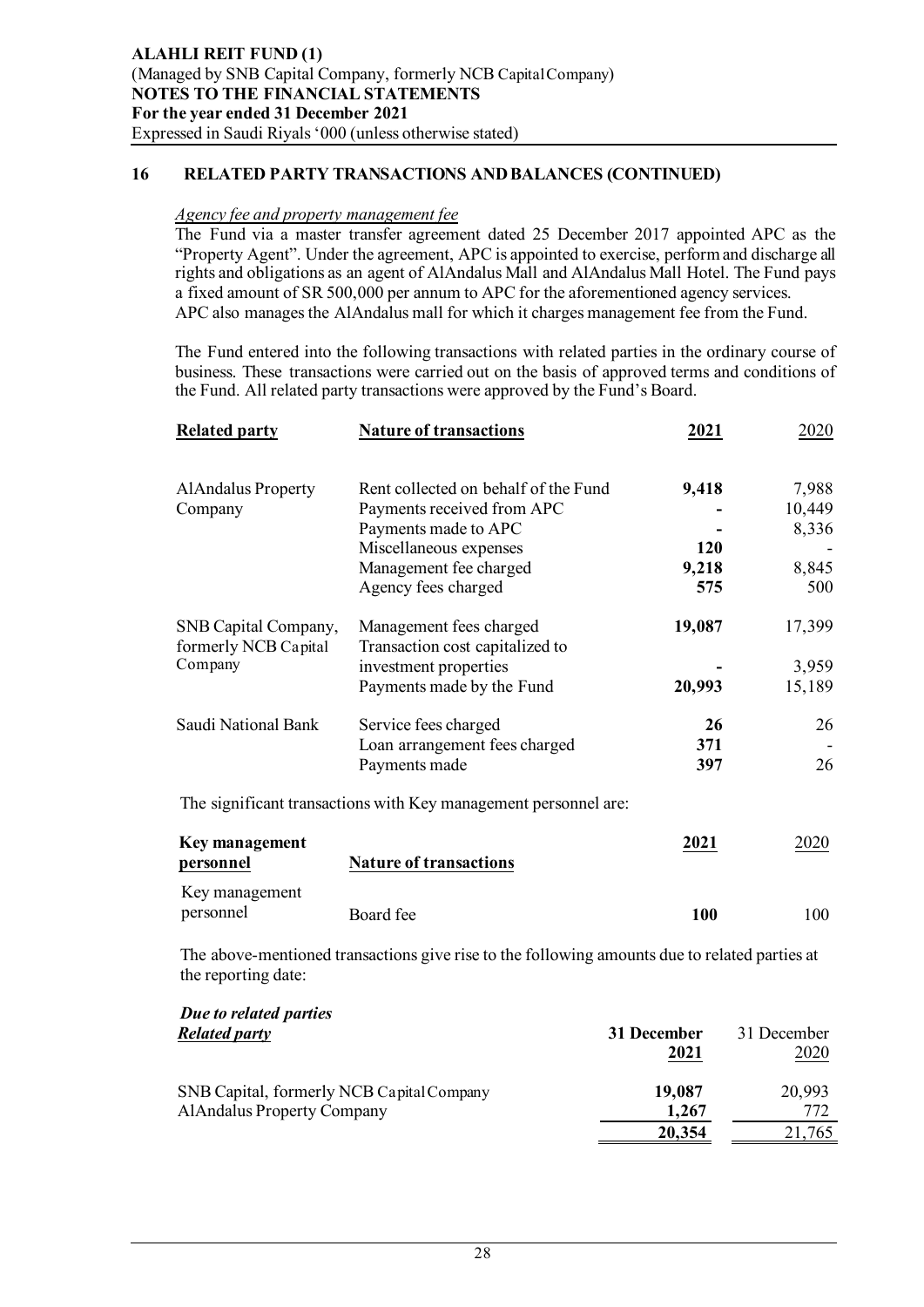## 16 RELATED PARTY TRANSACTIONS AND BALANCES (CONTINUED)

*Agency fee and property management fee*

The Fund via a master transfer agreement dated 25 December 2017 appointed APC as the "Property Agent". Under the agreement, APC is appointed to exercise, perform and discharge all rights and obligations as an agent of AlAndalus Mall and AlAndalus Mall Hotel. The Fund pays a fixed amount of SR 500,000 per annum to APC for the aforementioned agency services. APC also manages the AlAndalus mall for which it charges management fee from the Fund.

The Fund entered into the following transactions with related parties in the ordinary course of business. These transactions were carried out on the basis of approved terms and conditions of the Fund. All related party transactions were approved by the Fund's Board.

| Related party | Nature of transactions | 2021 | 2020 |
|---|---|---|---|
| AlAndalus Property Company | Rent collected on behalf of the Fund | **9,418** | 7,988 |
| | Payments received from APC | **-** | 10,449 |
| | Payments made to APC | **-** | 8,336 |
| | Miscellaneous expenses | **120** | - |
| | Management fee charged | **9,218** | 8,845 |
| | Agency fees charged | **575** | 500 |
| SNB Capital Company, formerly NCB Capital Company | Management fees charged | **19,087** | 17,399 |
| | Transaction cost capitalized to investment properties | **-** | 3,959 |
| | Payments made by the Fund | **20,993** | 15,189 |
| Saudi National Bank | Service fees charged | **26** | 26 |
| | Loan arrangement fees charged | **371** | - |
| | Payments made | **397** | 26 |

The significant transactions with Key management personnel are:

| Key management personnel | Nature of transactions | 2021 | 2020 |
|---|---|---|---|
| Key management personnel | Board fee | **100** | 100 |

The above-mentioned transactions give rise to the following amounts due to related parties at the reporting date:

***Due to related parties***

| *Related party* | 31 December 2021 | 31 December 2020 |
|---|---|---|
| SNB Capital, formerly NCB Capital Company | **19,087** | 20,993 |
| AlAndalus Property Company | **1,267** | 772 |
| | **20,354** | 21,765 |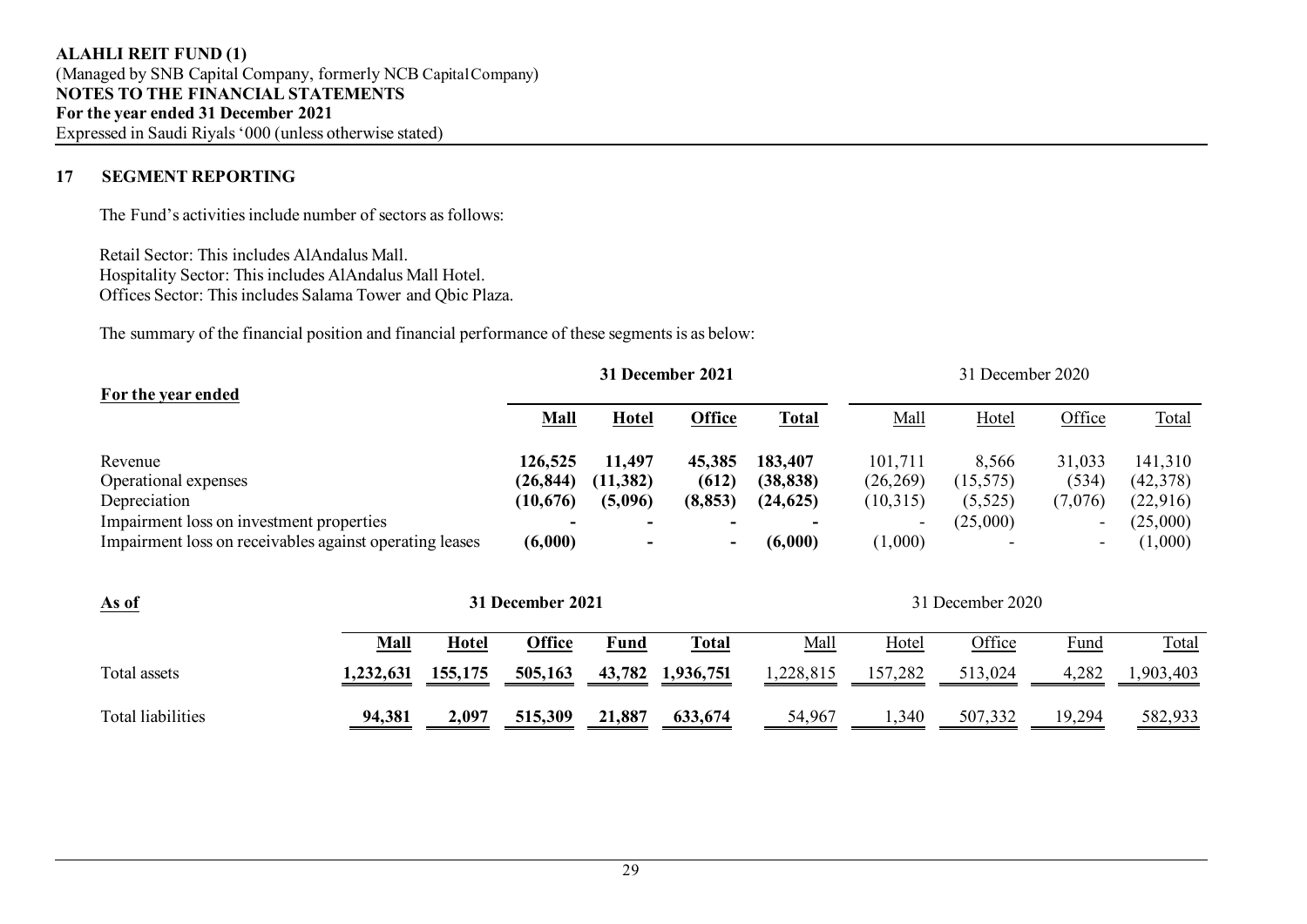**ALAHLI REIT FUND (1)**
(Managed by SNB Capital Company, formerly NCB Capital Company)
**NOTES TO THE FINANCIAL STATEMENTS**
**For the year ended 31 December 2021**
Expressed in Saudi Riyals '000 (unless otherwise stated)

## 17 SEGMENT REPORTING

The Fund's activities include number of sectors as follows:

Retail Sector: This includes AlAndalus Mall.
Hospitality Sector: This includes AlAndalus Mall Hotel.
Offices Sector: This includes Salama Tower and Qbic Plaza.

The summary of the financial position and financial performance of these segments is as below:

| For the year ended | **31 December 2021** | | | | 31 December 2020 | | | |
|---|---|---|---|---|---|---|---|---|
| | **Mall** | **Hotel** | **Office** | **Total** | Mall | Hotel | Office | Total |
| Revenue | **126,525** | **11,497** | **45,385** | **183,407** | 101,711 | 8,566 | 31,033 | 141,310 |
| Operational expenses | **(26,844)** | **(11,382)** | **(612)** | **(38,838)** | (26,269) | (15,575) | (534) | (42,378) |
| Depreciation | **(10,676)** | **(5,096)** | **(8,853)** | **(24,625)** | (10,315) | (5,525) | (7,076) | (22,916) |
| Impairment loss on investment properties | **-** | **-** | **-** | **-** | - | (25,000) | - | (25,000) |
| Impairment loss on receivables against operating leases | **(6,000)** | **-** | **-** | **(6,000)** | (1,000) | - | - | (1,000) |

| As of | **31 December 2021** | | | | | 31 December 2020 | | | | |
|---|---|---|---|---|---|---|---|---|---|---|
| | **Mall** | **Hotel** | **Office** | **Fund** | **Total** | Mall | Hotel | Office | Fund | Total |
| Total assets | **1,232,631** | **155,175** | **505,163** | **43,782** | **1,936,751** | 1,228,815 | 157,282 | 513,024 | 4,282 | 1,903,403 |
| Total liabilities | **94,381** | **2,097** | **515,309** | **21,887** | **633,674** | 54,967 | 1,340 | 507,332 | 19,294 | 582,933 |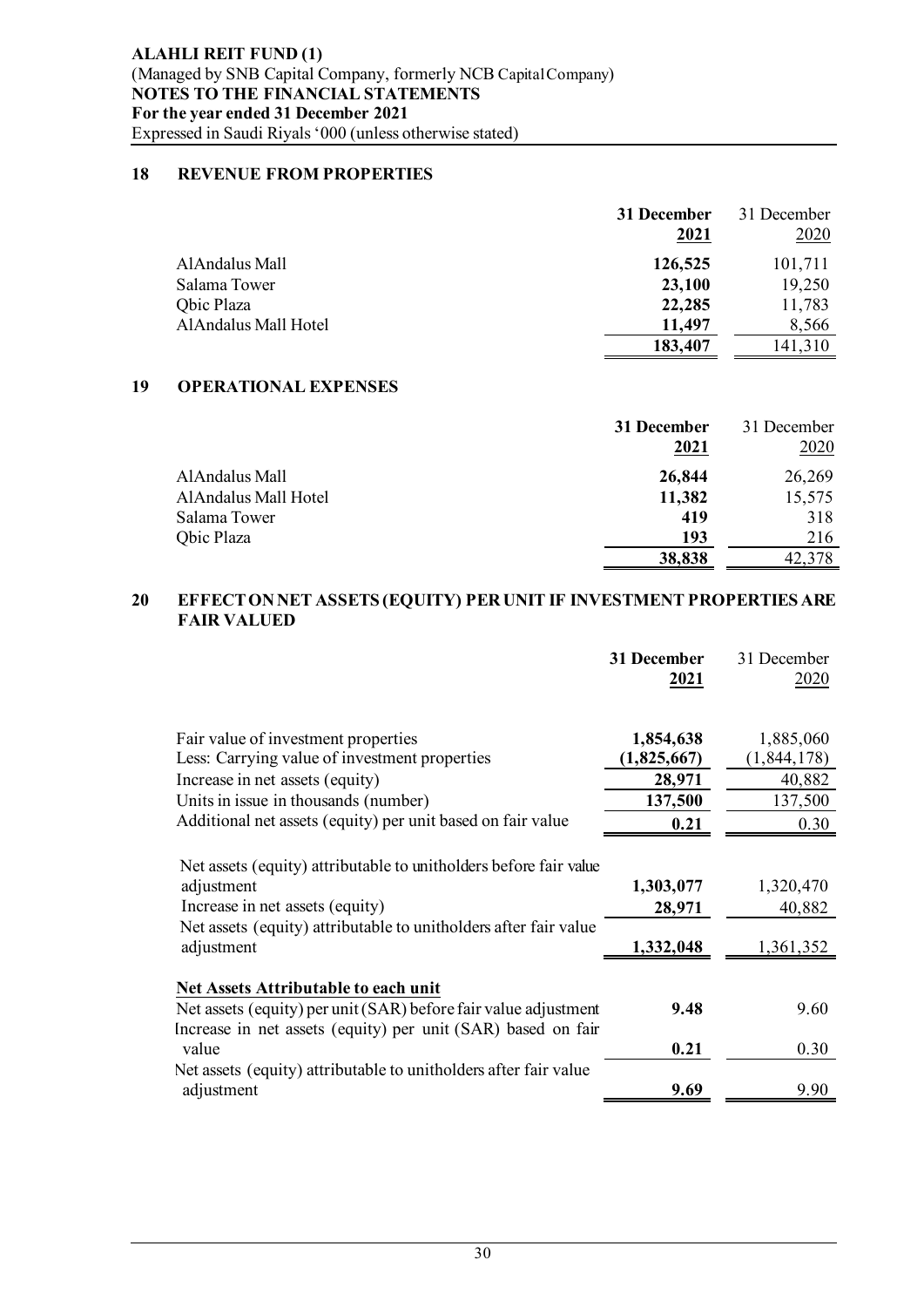**ALAHLI REIT FUND (1)**
(Managed by SNB Capital Company, formerly NCB Capital Company)
**NOTES TO THE FINANCIAL STATEMENTS**
**For the year ended 31 December 2021**
Expressed in Saudi Riyals '000 (unless otherwise stated)

## 18 REVENUE FROM PROPERTIES

| | **31 December 2021** | 31 December 2020 |
|---|---|---|
| AlAndalus Mall | **126,525** | 101,711 |
| Salama Tower | **23,100** | 19,250 |
| Qbic Plaza | **22,285** | 11,783 |
| AlAndalus Mall Hotel | **11,497** | 8,566 |
| | **183,407** | 141,310 |

## 19 OPERATIONAL EXPENSES

| | **31 December 2021** | 31 December 2020 |
|---|---|---|
| AlAndalus Mall | **26,844** | 26,269 |
| AlAndalus Mall Hotel | **11,382** | 15,575 |
| Salama Tower | **419** | 318 |
| Qbic Plaza | **193** | 216 |
| | **38,838** | 42,378 |

## 20 EFFECT ON NET ASSETS (EQUITY) PER UNIT IF INVESTMENT PROPERTIES ARE FAIR VALUED

| | **31 December 2021** | 31 December 2020 |
|---|---|---|
| Fair value of investment properties | **1,854,638** | 1,885,060 |
| Less: Carrying value of investment properties | **(1,825,667)** | (1,844,178) |
| Increase in net assets (equity) | **28,971** | 40,882 |
| Units in issue in thousands (number) | **137,500** | 137,500 |
| Additional net assets (equity) per unit based on fair value | **0.21** | 0.30 |
| | | |
| Net assets (equity) attributable to unitholders before fair value adjustment | **1,303,077** | 1,320,470 |
| Increase in net assets (equity) | **28,971** | 40,882 |
| Net assets (equity) attributable to unitholders after fair value adjustment | **1,332,048** | 1,361,352 |
| | | |
| **Net Assets Attributable to each unit** | | |
| Net assets (equity) per unit (SAR) before fair value adjustment | **9.48** | 9.60 |
| Increase in net assets (equity) per unit (SAR) based on fair value | **0.21** | 0.30 |
| Net assets (equity) attributable to unitholders after fair value adjustment | **9.69** | 9.90 |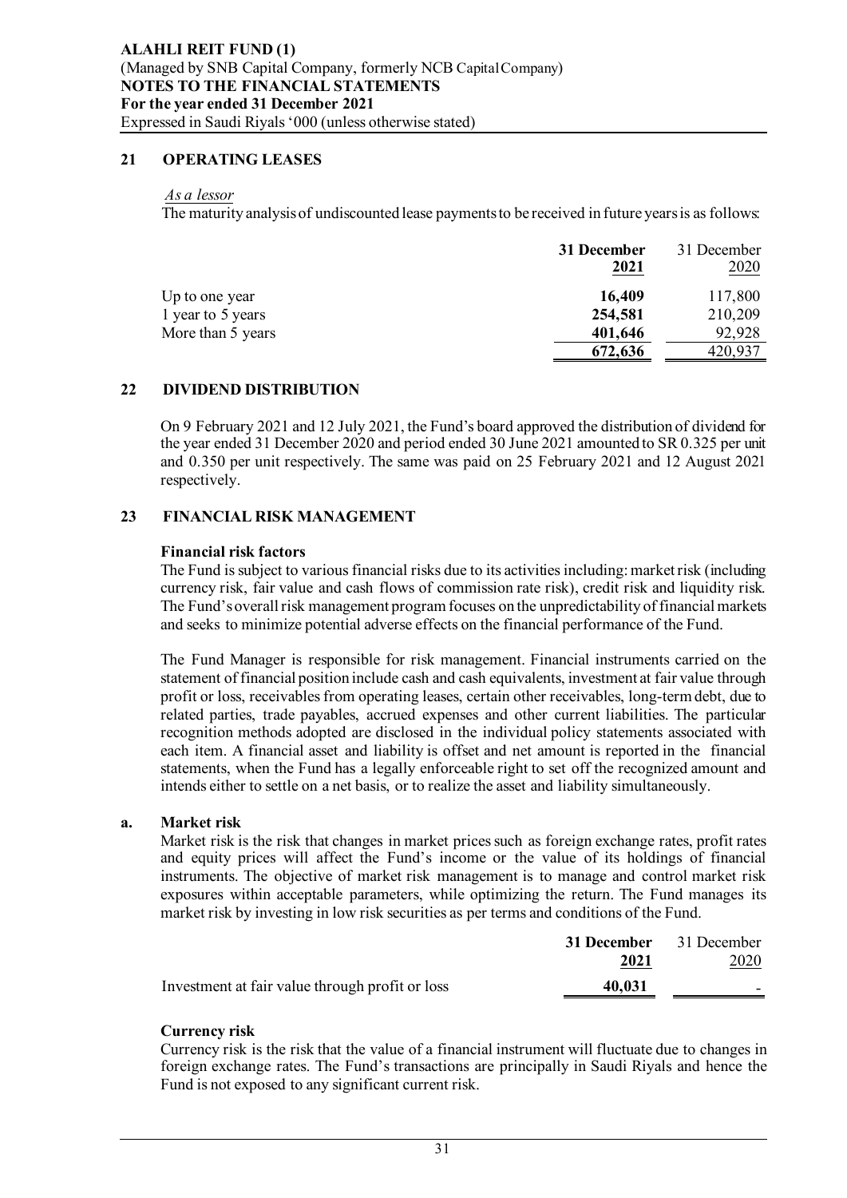## 21 OPERATING LEASES

*As a lessor*

The maturity analysis of undiscounted lease payments to be received in future years is as follows:

| | **31 December 2021** | 31 December 2020 |
|---|---|---|
| Up to one year | **16,409** | 117,800 |
| 1 year to 5 years | **254,581** | 210,209 |
| More than 5 years | **401,646** | 92,928 |
| | **672,636** | 420,937 |

## 22 DIVIDEND DISTRIBUTION

On 9 February 2021 and 12 July 2021, the Fund's board approved the distribution of dividend for the year ended 31 December 2020 and period ended 30 June 2021 amounted to SR 0.325 per unit and 0.350 per unit respectively. The same was paid on 25 February 2021 and 12 August 2021 respectively.

## 23 FINANCIAL RISK MANAGEMENT

**Financial risk factors**

The Fund is subject to various financial risks due to its activities including: market risk (including currency risk, fair value and cash flows of commission rate risk), credit risk and liquidity risk. The Fund's overall risk management program focuses on the unpredictability of financial markets and seeks to minimize potential adverse effects on the financial performance of the Fund.

The Fund Manager is responsible for risk management. Financial instruments carried on the statement of financial position include cash and cash equivalents, investment at fair value through profit or loss, receivables from operating leases, certain other receivables, long-term debt, due to related parties, trade payables, accrued expenses and other current liabilities. The particular recognition methods adopted are disclosed in the individual policy statements associated with each item. A financial asset and liability is offset and net amount is reported in the financial statements, when the Fund has a legally enforceable right to set off the recognized amount and intends either to settle on a net basis, or to realize the asset and liability simultaneously.

### a. Market risk

Market risk is the risk that changes in market prices such as foreign exchange rates, profit rates and equity prices will affect the Fund's income or the value of its holdings of financial instruments. The objective of market risk management is to manage and control market risk exposures within acceptable parameters, while optimizing the return. The Fund manages its market risk by investing in low risk securities as per terms and conditions of the Fund.

| | **31 December 2021** | 31 December 2020 |
|---|---|---|
| Investment at fair value through profit or loss | **40,031** | - |

**Currency risk**

Currency risk is the risk that the value of a financial instrument will fluctuate due to changes in foreign exchange rates. The Fund's transactions are principally in Saudi Riyals and hence the Fund is not exposed to any significant current risk.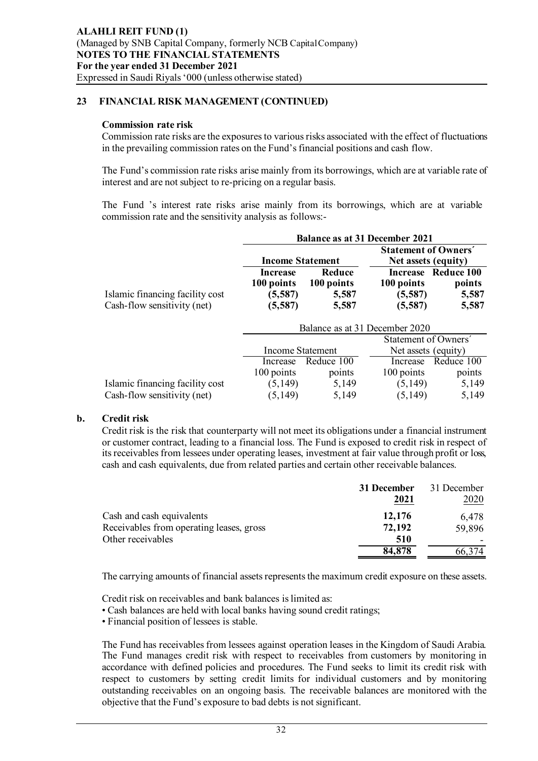**ALAHLI REIT FUND (1)**
(Managed by SNB Capital Company, formerly NCB Capital Company)
**NOTES TO THE FINANCIAL STATEMENTS**
**For the year ended 31 December 2021**
Expressed in Saudi Riyals '000 (unless otherwise stated)

## 23 FINANCIAL RISK MANAGEMENT (CONTINUED)

### Commission rate risk

Commission rate risks are the exposures to various risks associated with the effect of fluctuations in the prevailing commission rates on the Fund's financial positions and cash flow.

The Fund's commission rate risks arise mainly from its borrowings, which are at variable rate of interest and are not subject to re-pricing on a regular basis.

The Fund 's interest rate risks arise mainly from its borrowings, which are at variable commission rate and the sensitivity analysis as follows:-

| | **Balance as at 31 December 2021** | | | |
|---|---|---|---|---|
| | **Income Statement** | | **Statement of Owners´ Net assets (equity)** | |
| | **Increase 100 points** | **Reduce 100 points** | **Increase 100 points** | **Reduce 100 points** |
| Islamic financing facility cost | **(5,587)** | **5,587** | **(5,587)** | **5,587** |
| Cash-flow sensitivity (net) | **(5,587)** | **5,587** | **(5,587)** | **5,587** |

| | Balance as at 31 December 2020 | | | |
|---|---|---|---|---|
| | Income Statement | | Statement of Owners´ Net assets (equity) | |
| | Increase 100 points | Reduce 100 points | Increase 100 points | Reduce 100 points |
| Islamic financing facility cost | (5,149) | 5,149 | (5,149) | 5,149 |
| Cash-flow sensitivity (net) | (5,149) | 5,149 | (5,149) | 5,149 |

### b. Credit risk

Credit risk is the risk that counterparty will not meet its obligations under a financial instrument or customer contract, leading to a financial loss. The Fund is exposed to credit risk in respect of its receivables from lessees under operating leases, investment at fair value through profit or loss, cash and cash equivalents, due from related parties and certain other receivable balances.

| | **31 December 2021** | 31 December 2020 |
|---|---|---|
| Cash and cash equivalents | **12,176** | 6,478 |
| Receivables from operating leases, gross | **72,192** | 59,896 |
| Other receivables | **510** | - |
| | **84,878** | 66,374 |

The carrying amounts of financial assets represents the maximum credit exposure on these assets.

Credit risk on receivables and bank balances is limited as:

- Cash balances are held with local banks having sound credit ratings;
- Financial position of lessees is stable.

The Fund has receivables from lessees against operation leases in the Kingdom of Saudi Arabia. The Fund manages credit risk with respect to receivables from customers by monitoring in accordance with defined policies and procedures. The Fund seeks to limit its credit risk with respect to customers by setting credit limits for individual customers and by monitoring outstanding receivables on an ongoing basis. The receivable balances are monitored with the objective that the Fund's exposure to bad debts is not significant.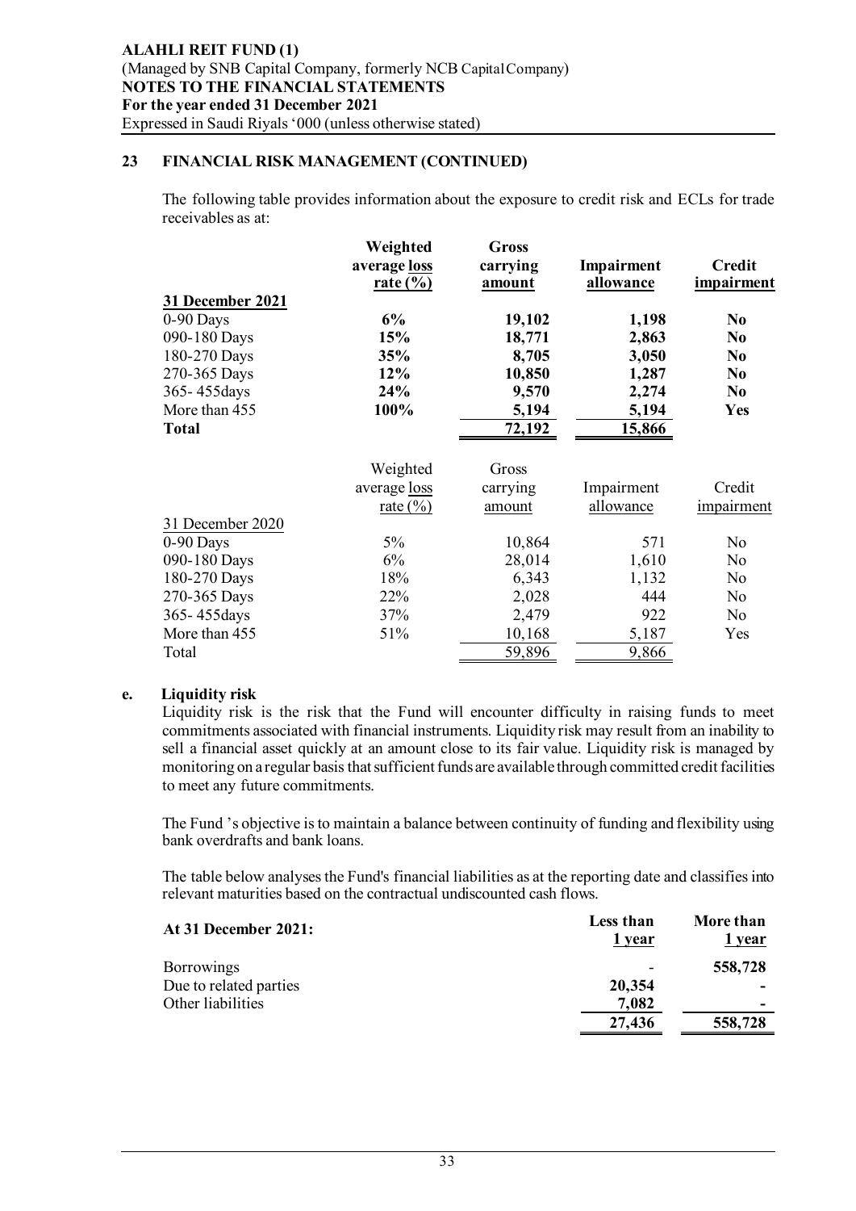## 23 FINANCIAL RISK MANAGEMENT (CONTINUED)

The following table provides information about the exposure to credit risk and ECLs for trade receivables as at:

| | **Weighted average loss rate (%)** | **Gross carrying amount** | **Impairment allowance** | **Credit impairment** |
|---|---|---|---|---|
| **31 December 2021** | | | | |
| 0-90 Days | **6%** | **19,102** | **1,198** | **No** |
| 090-180 Days | **15%** | **18,771** | **2,863** | **No** |
| 180-270 Days | **35%** | **8,705** | **3,050** | **No** |
| 270-365 Days | **12%** | **10,850** | **1,287** | **No** |
| 365- 455days | **24%** | **9,570** | **2,274** | **No** |
| More than 455 | **100%** | **5,194** | **5,194** | **Yes** |
| **Total** | | **72,192** | **15,866** | |

| | Weighted average loss rate (%) | Gross carrying amount | Impairment allowance | Credit impairment |
|---|---|---|---|---|
| 31 December 2020 | | | | |
| 0-90 Days | 5% | 10,864 | 571 | No |
| 090-180 Days | 6% | 28,014 | 1,610 | No |
| 180-270 Days | 18% | 6,343 | 1,132 | No |
| 270-365 Days | 22% | 2,028 | 444 | No |
| 365- 455days | 37% | 2,479 | 922 | No |
| More than 455 | 51% | 10,168 | 5,187 | Yes |
| Total | | 59,896 | 9,866 | |

### e. Liquidity risk

Liquidity risk is the risk that the Fund will encounter difficulty in raising funds to meet commitments associated with financial instruments. Liquidity risk may result from an inability to sell a financial asset quickly at an amount close to its fair value. Liquidity risk is managed by monitoring on a regular basis that sufficient funds are available through committed credit facilities to meet any future commitments.

The Fund 's objective is to maintain a balance between continuity of funding and flexibility using bank overdrafts and bank loans.

The table below analyses the Fund's financial liabilities as at the reporting date and classifies into relevant maturities based on the contractual undiscounted cash flows.

| **At 31 December 2021:** | **Less than 1 year** | **More than 1 year** |
|---|---|---|
| Borrowings | - | **558,728** |
| Due to related parties | **20,354** | **-** |
| Other liabilities | **7,082** | **-** |
| | **27,436** | **558,728** |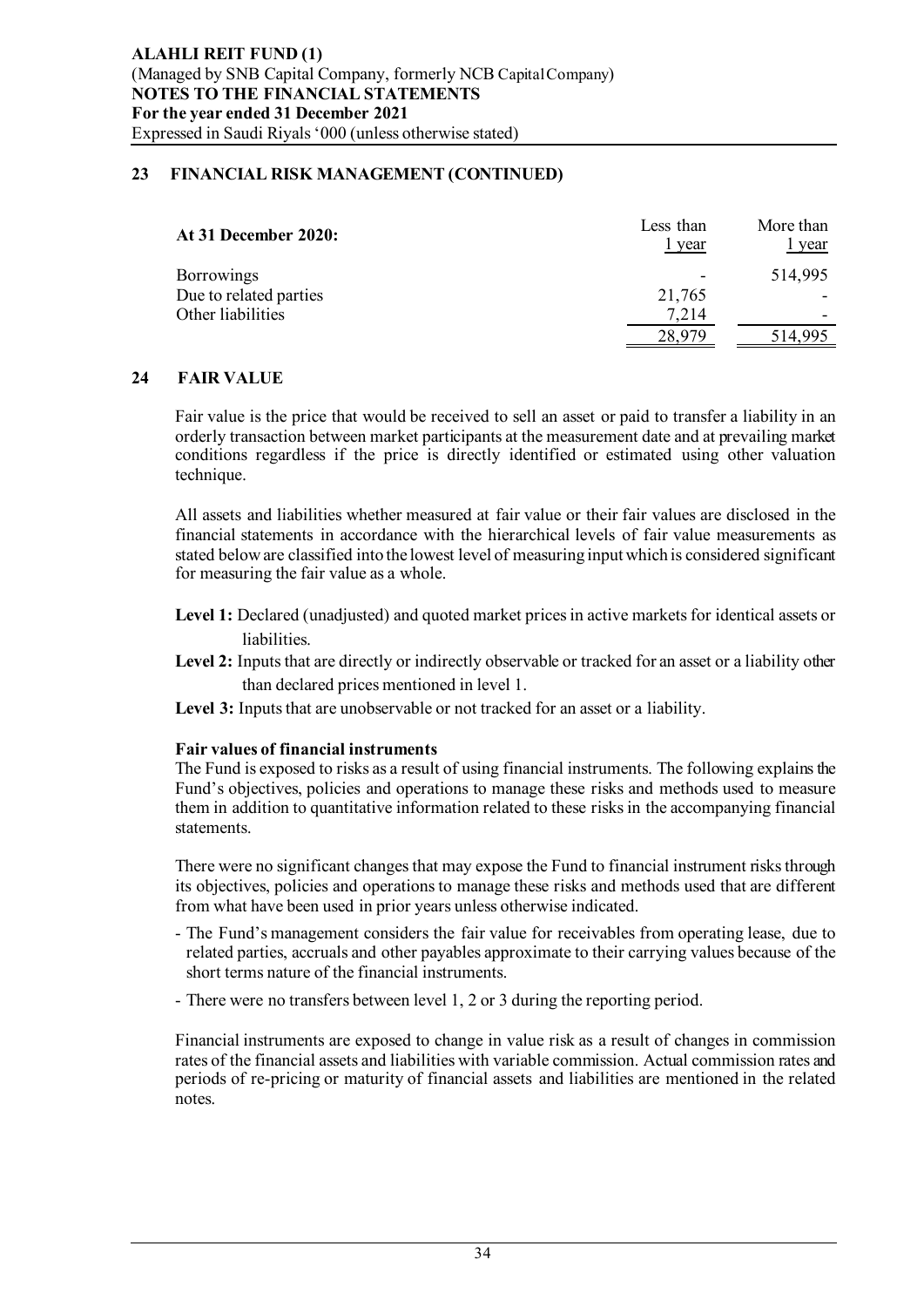## 23 FINANCIAL RISK MANAGEMENT (CONTINUED)

| At 31 December 2020: | Less than 1 year | More than 1 year |
|---|---|---|
| Borrowings | - | 514,995 |
| Due to related parties | 21,765 | - |
| Other liabilities | 7,214 | - |
| | 28,979 | 514,995 |

## 24 FAIR VALUE

Fair value is the price that would be received to sell an asset or paid to transfer a liability in an orderly transaction between market participants at the measurement date and at prevailing market conditions regardless if the price is directly identified or estimated using other valuation technique.

All assets and liabilities whether measured at fair value or their fair values are disclosed in the financial statements in accordance with the hierarchical levels of fair value measurements as stated below are classified into the lowest level of measuring input which is considered significant for measuring the fair value as a whole.

**Level 1:** Declared (unadjusted) and quoted market prices in active markets for identical assets or liabilities.

**Level 2:** Inputs that are directly or indirectly observable or tracked for an asset or a liability other than declared prices mentioned in level 1.

**Level 3:** Inputs that are unobservable or not tracked for an asset or a liability.

### Fair values of financial instruments

The Fund is exposed to risks as a result of using financial instruments. The following explains the Fund's objectives, policies and operations to manage these risks and methods used to measure them in addition to quantitative information related to these risks in the accompanying financial statements.

There were no significant changes that may expose the Fund to financial instrument risks through its objectives, policies and operations to manage these risks and methods used that are different from what have been used in prior years unless otherwise indicated.

- The Fund's management considers the fair value for receivables from operating lease, due to related parties, accruals and other payables approximate to their carrying values because of the short terms nature of the financial instruments.
- There were no transfers between level 1, 2 or 3 during the reporting period.

Financial instruments are exposed to change in value risk as a result of changes in commission rates of the financial assets and liabilities with variable commission. Actual commission rates and periods of re-pricing or maturity of financial assets and liabilities are mentioned in the related notes.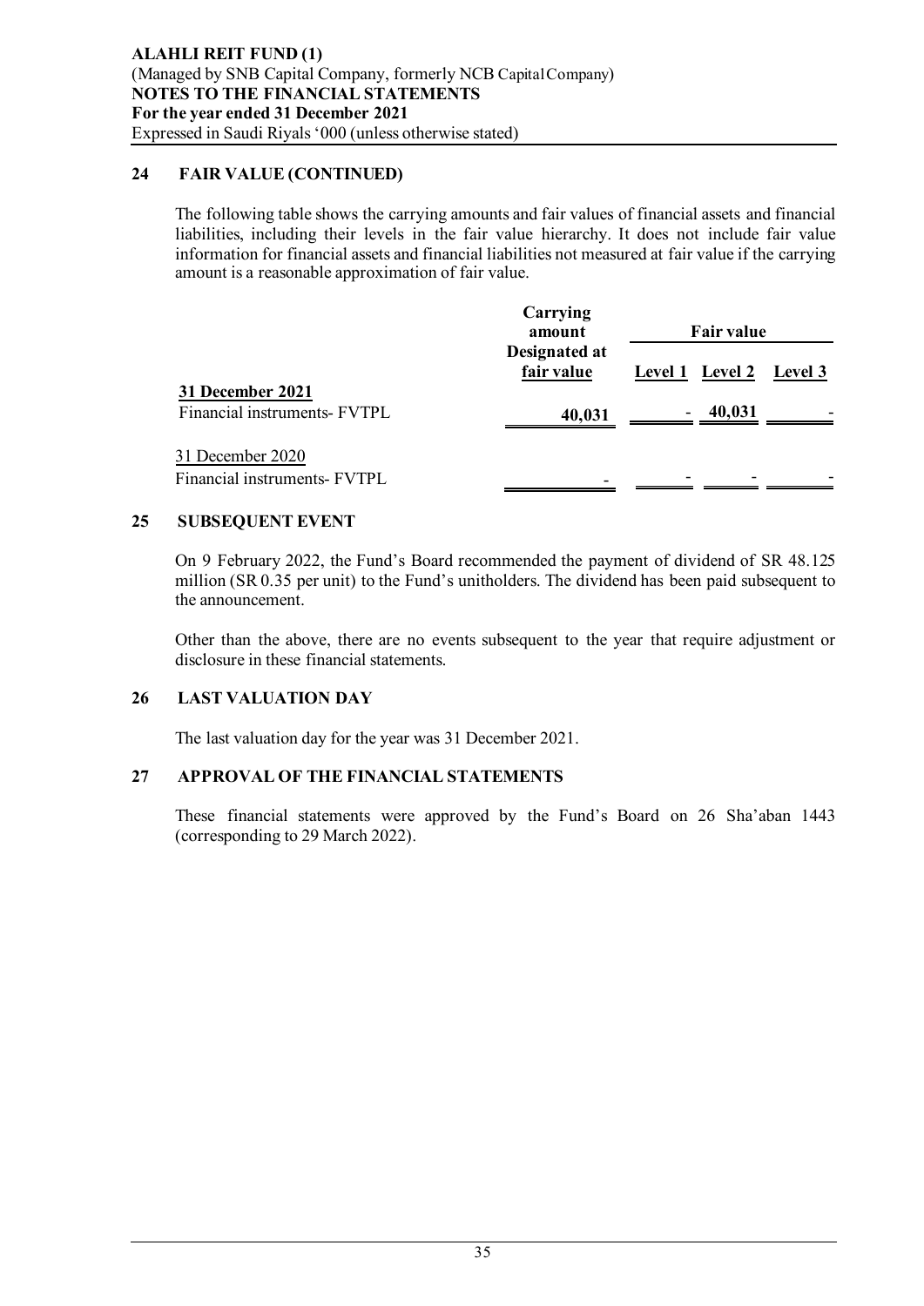## 24 FAIR VALUE (CONTINUED)

The following table shows the carrying amounts and fair values of financial assets and financial liabilities, including their levels in the fair value hierarchy. It does not include fair value information for financial assets and financial liabilities not measured at fair value if the carrying amount is a reasonable approximation of fair value.

| | Carrying amount | Fair value | | |
|---|---|---|---|---|
| | Designated at fair value | Level 1 | Level 2 | Level 3 |
| **31 December 2021** | | | | |
| Financial instruments- FVTPL | **40,031** | - | **40,031** | - |
| 31 December 2020 | | | | |
| Financial instruments- FVTPL | - | - | - | - |

## 25 SUBSEQUENT EVENT

On 9 February 2022, the Fund's Board recommended the payment of dividend of SR 48.125 million (SR 0.35 per unit) to the Fund's unitholders. The dividend has been paid subsequent to the announcement.

Other than the above, there are no events subsequent to the year that require adjustment or disclosure in these financial statements.

## 26 LAST VALUATION DAY

The last valuation day for the year was 31 December 2021.

## 27 APPROVAL OF THE FINANCIAL STATEMENTS

These financial statements were approved by the Fund's Board on 26 Sha'aban 1443 (corresponding to 29 March 2022).